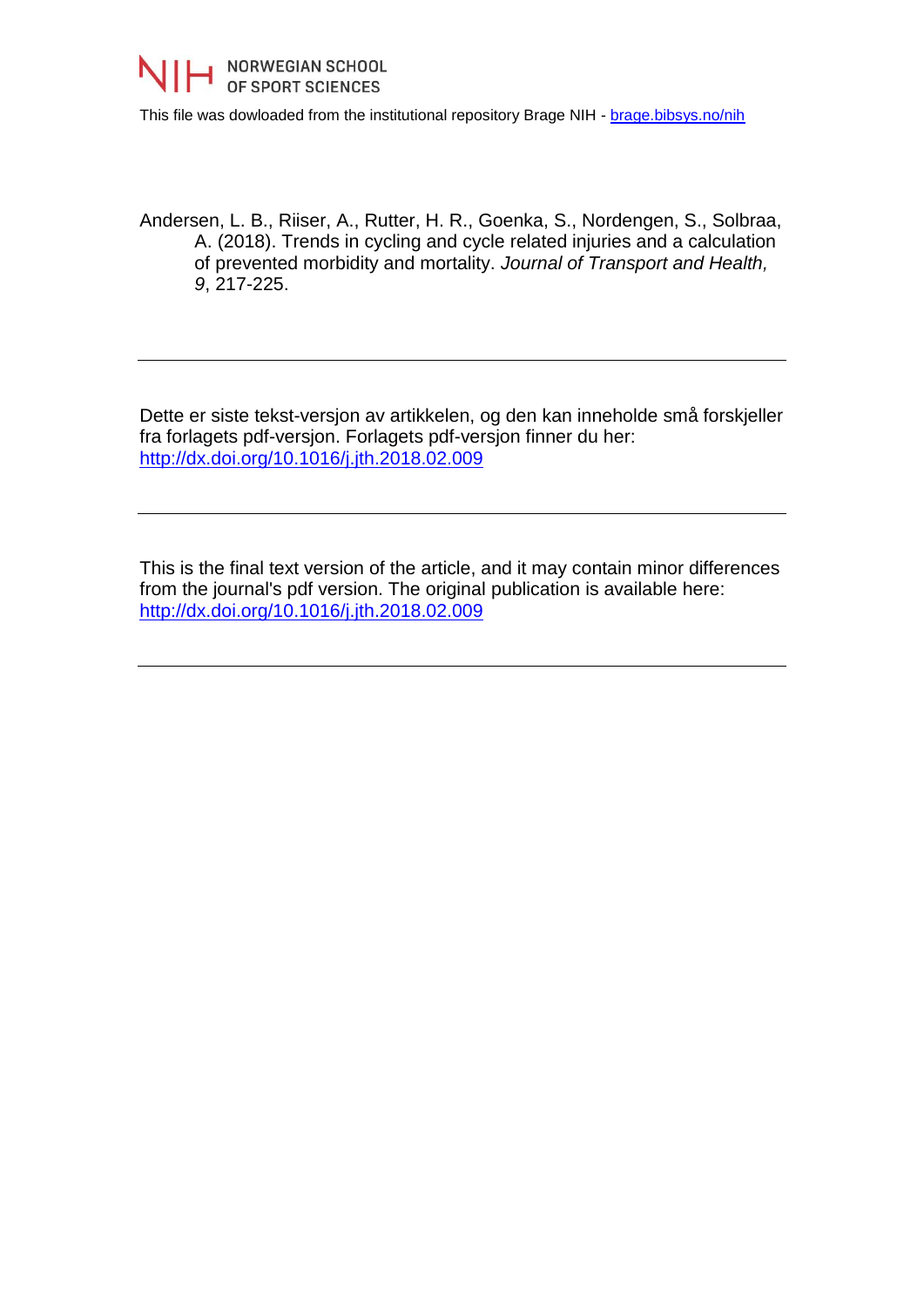NORWEGIAN SCHOOL OF SPORT SCIENCES

This file was dowloaded from the institutional repository Brage NIH - [brage.bibsys.no/nih](brage.bibsys.no/nih)

Andersen, L. B., Riiser, A., Rutter, H. R., Goenka, S., Nordengen, S., Solbraa, A. (2018). Trends in cycling and cycle related injuries and a calculation of prevented morbidity and mortality. *Journal of Transport and Health, 9*, 217-225.

---

Dette er siste tekst-versjon av artikkelen, og den kan inneholde små forskjeller fra forlagets pdf-versjon. Forlagets pdf-versjon finner du her: [http://dx.doi.org/10.1016/j.jth.2018.02.009](http://dx.doi.org/10.1016/j.jth.2018.02.009)

---

This is the final text version of the article, and it may contain minor differences from the journal's pdf version. The original publication is available here: [http://dx.doi.org/10.1016/j.jth.2018.02.009](http://dx.doi.org/10.1016/j.jth.2018.02.009)

---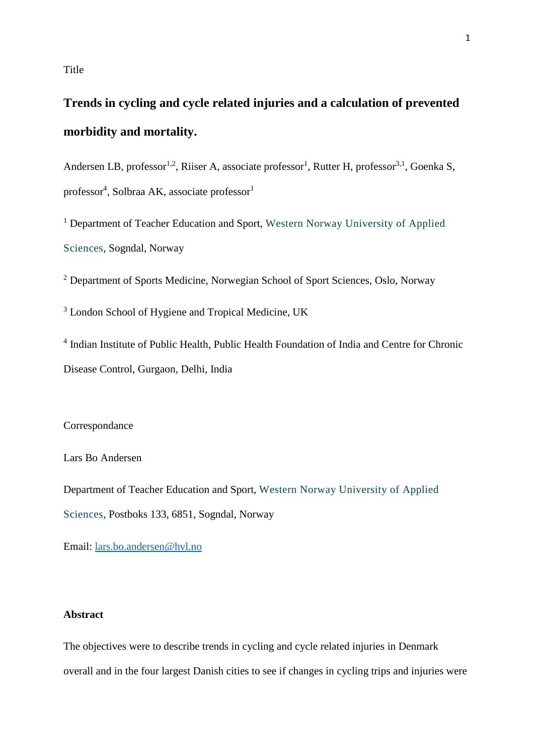Title

# Trends in cycling and cycle related injuries and a calculation of prevented morbidity and mortality.

Andersen LB, professor[1,2], Riiser A, associate professor[1], Rutter H, professor[3,1], Goenka S, professor[4], Solbraa AK, associate professor[1]

[1] Department of Teacher Education and Sport, Western Norway University of Applied Sciences, Sogndal, Norway

[2] Department of Sports Medicine, Norwegian School of Sport Sciences, Oslo, Norway

[3] London School of Hygiene and Tropical Medicine, UK

[4] Indian Institute of Public Health, Public Health Foundation of India and Centre for Chronic Disease Control, Gurgaon, Delhi, India

Correspondance

Lars Bo Andersen

Department of Teacher Education and Sport, Western Norway University of Applied Sciences, Postboks 133, 6851, Sogndal, Norway

Email: lars.bo.andersen@hvl.no

## Abstract

The objectives were to describe trends in cycling and cycle related injuries in Denmark overall and in the four largest Danish cities to see if changes in cycling trips and injuries were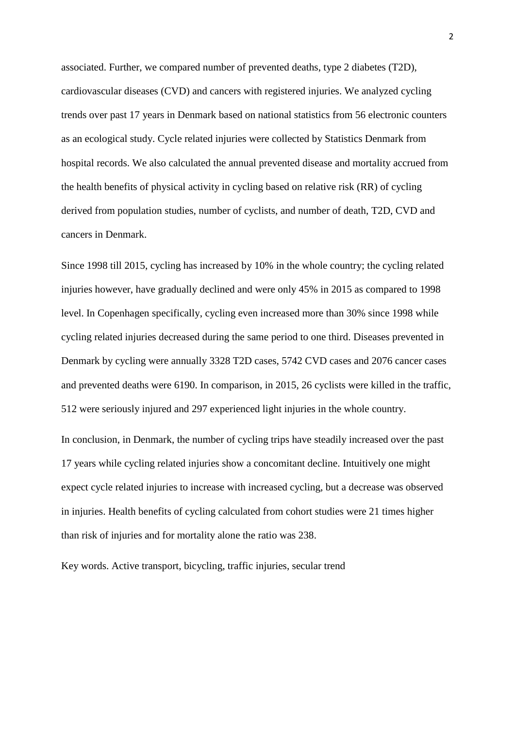associated. Further, we compared number of prevented deaths, type 2 diabetes (T2D), cardiovascular diseases (CVD) and cancers with registered injuries. We analyzed cycling trends over past 17 years in Denmark based on national statistics from 56 electronic counters as an ecological study. Cycle related injuries were collected by Statistics Denmark from hospital records. We also calculated the annual prevented disease and mortality accrued from the health benefits of physical activity in cycling based on relative risk (RR) of cycling derived from population studies, number of cyclists, and number of death, T2D, CVD and cancers in Denmark.

Since 1998 till 2015, cycling has increased by 10% in the whole country; the cycling related injuries however, have gradually declined and were only 45% in 2015 as compared to 1998 level. In Copenhagen specifically, cycling even increased more than 30% since 1998 while cycling related injuries decreased during the same period to one third. Diseases prevented in Denmark by cycling were annually 3328 T2D cases, 5742 CVD cases and 2076 cancer cases and prevented deaths were 6190. In comparison, in 2015, 26 cyclists were killed in the traffic, 512 were seriously injured and 297 experienced light injuries in the whole country.

In conclusion, in Denmark, the number of cycling trips have steadily increased over the past 17 years while cycling related injuries show a concomitant decline. Intuitively one might expect cycle related injuries to increase with increased cycling, but a decrease was observed in injuries. Health benefits of cycling calculated from cohort studies were 21 times higher than risk of injuries and for mortality alone the ratio was 238.

Key words. Active transport, bicycling, traffic injuries, secular trend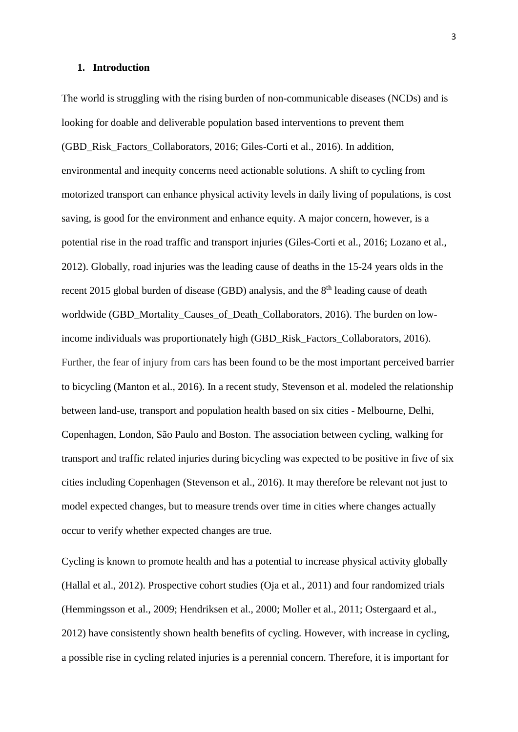## 1. Introduction

The world is struggling with the rising burden of non-communicable diseases (NCDs) and is looking for doable and deliverable population based interventions to prevent them (GBD_Risk_Factors_Collaborators, 2016; Giles-Corti et al., 2016). In addition, environmental and inequity concerns need actionable solutions. A shift to cycling from motorized transport can enhance physical activity levels in daily living of populations, is cost saving, is good for the environment and enhance equity. A major concern, however, is a potential rise in the road traffic and transport injuries (Giles-Corti et al., 2016; Lozano et al., 2012). Globally, road injuries was the leading cause of deaths in the 15-24 years olds in the recent 2015 global burden of disease (GBD) analysis, and the 8th leading cause of death worldwide (GBD_Mortality_Causes_of_Death_Collaborators, 2016). The burden on low-income individuals was proportionately high (GBD_Risk_Factors_Collaborators, 2016). Further, the fear of injury from cars has been found to be the most important perceived barrier to bicycling (Manton et al., 2016). In a recent study, Stevenson et al. modeled the relationship between land-use, transport and population health based on six cities - Melbourne, Delhi, Copenhagen, London, São Paulo and Boston. The association between cycling, walking for transport and traffic related injuries during bicycling was expected to be positive in five of six cities including Copenhagen (Stevenson et al., 2016). It may therefore be relevant not just to model expected changes, but to measure trends over time in cities where changes actually occur to verify whether expected changes are true.

Cycling is known to promote health and has a potential to increase physical activity globally (Hallal et al., 2012). Prospective cohort studies (Oja et al., 2011) and four randomized trials (Hemmingsson et al., 2009; Hendriksen et al., 2000; Moller et al., 2011; Ostergaard et al., 2012) have consistently shown health benefits of cycling. However, with increase in cycling, a possible rise in cycling related injuries is a perennial concern. Therefore, it is important for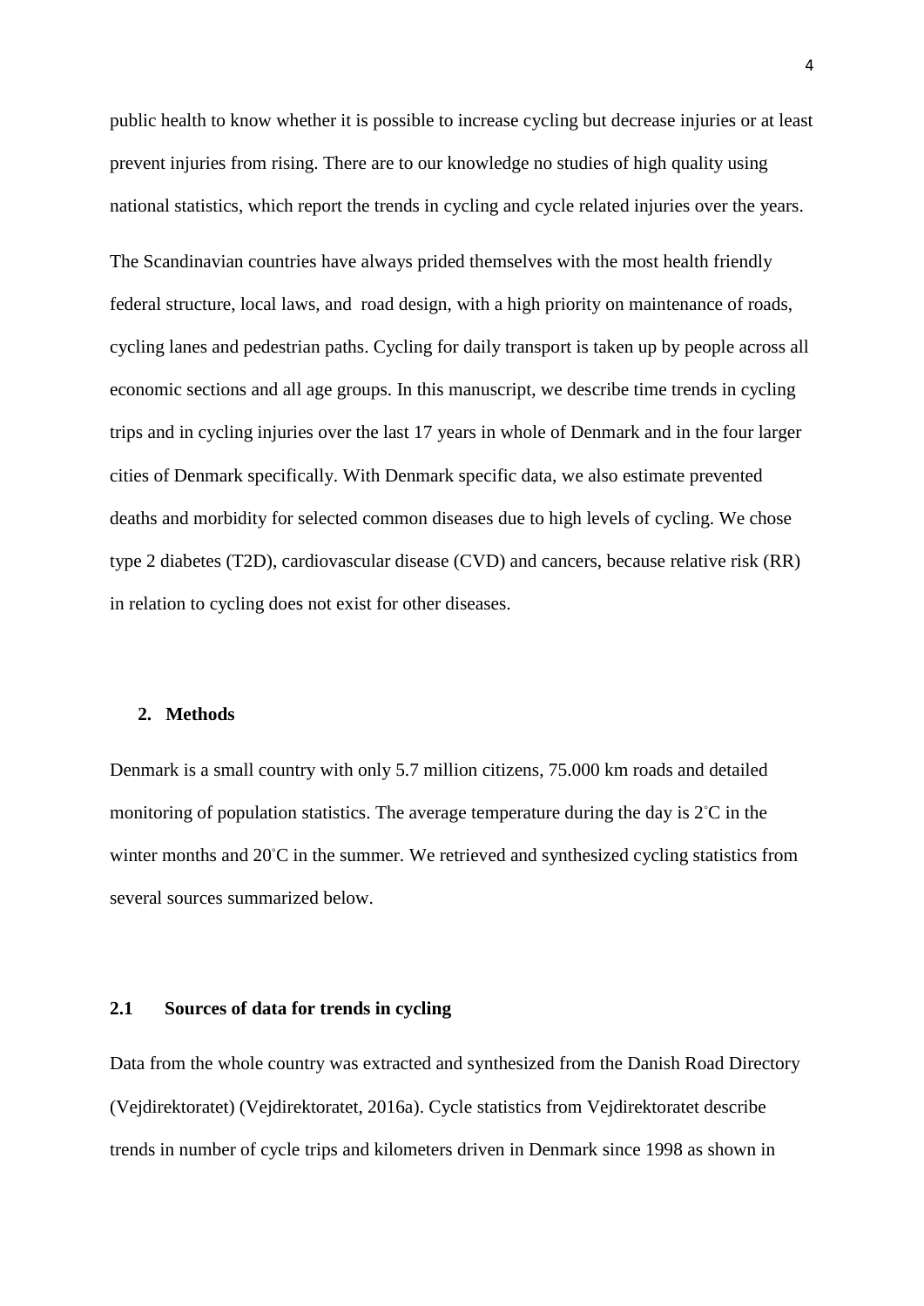public health to know whether it is possible to increase cycling but decrease injuries or at least prevent injuries from rising. There are to our knowledge no studies of high quality using national statistics, which report the trends in cycling and cycle related injuries over the years.

The Scandinavian countries have always prided themselves with the most health friendly federal structure, local laws, and road design, with a high priority on maintenance of roads, cycling lanes and pedestrian paths. Cycling for daily transport is taken up by people across all economic sections and all age groups. In this manuscript, we describe time trends in cycling trips and in cycling injuries over the last 17 years in whole of Denmark and in the four larger cities of Denmark specifically. With Denmark specific data, we also estimate prevented deaths and morbidity for selected common diseases due to high levels of cycling. We chose type 2 diabetes (T2D), cardiovascular disease (CVD) and cancers, because relative risk (RR) in relation to cycling does not exist for other diseases.

## 2. Methods

Denmark is a small country with only 5.7 million citizens, 75.000 km roads and detailed monitoring of population statistics. The average temperature during the day is 2°C in the winter months and 20°C in the summer. We retrieved and synthesized cycling statistics from several sources summarized below.

### 2.1 Sources of data for trends in cycling

Data from the whole country was extracted and synthesized from the Danish Road Directory (Vejdirektoratet) (Vejdirektoratet, 2016a). Cycle statistics from Vejdirektoratet describe trends in number of cycle trips and kilometers driven in Denmark since 1998 as shown in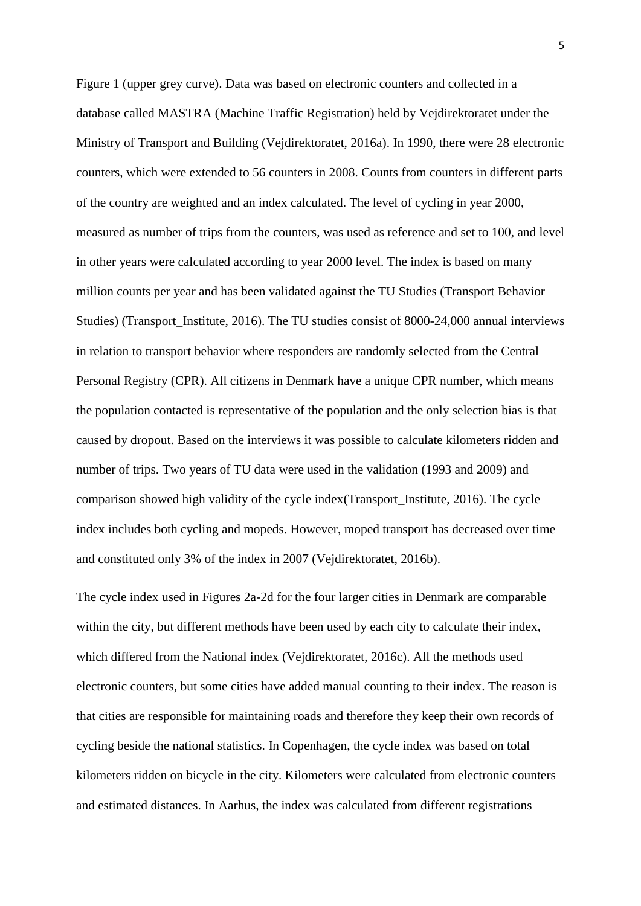Figure 1 (upper grey curve). Data was based on electronic counters and collected in a database called MASTRA (Machine Traffic Registration) held by Vejdirektoratet under the Ministry of Transport and Building (Vejdirektoratet, 2016a). In 1990, there were 28 electronic counters, which were extended to 56 counters in 2008. Counts from counters in different parts of the country are weighted and an index calculated. The level of cycling in year 2000, measured as number of trips from the counters, was used as reference and set to 100, and level in other years were calculated according to year 2000 level. The index is based on many million counts per year and has been validated against the TU Studies (Transport Behavior Studies) (Transport_Institute, 2016). The TU studies consist of 8000-24,000 annual interviews in relation to transport behavior where responders are randomly selected from the Central Personal Registry (CPR). All citizens in Denmark have a unique CPR number, which means the population contacted is representative of the population and the only selection bias is that caused by dropout. Based on the interviews it was possible to calculate kilometers ridden and number of trips. Two years of TU data were used in the validation (1993 and 2009) and comparison showed high validity of the cycle index(Transport_Institute, 2016). The cycle index includes both cycling and mopeds. However, moped transport has decreased over time and constituted only 3% of the index in 2007 (Vejdirektoratet, 2016b).

The cycle index used in Figures 2a-2d for the four larger cities in Denmark are comparable within the city, but different methods have been used by each city to calculate their index, which differed from the National index (Vejdirektoratet, 2016c). All the methods used electronic counters, but some cities have added manual counting to their index. The reason is that cities are responsible for maintaining roads and therefore they keep their own records of cycling beside the national statistics. In Copenhagen, the cycle index was based on total kilometers ridden on bicycle in the city. Kilometers were calculated from electronic counters and estimated distances. In Aarhus, the index was calculated from different registrations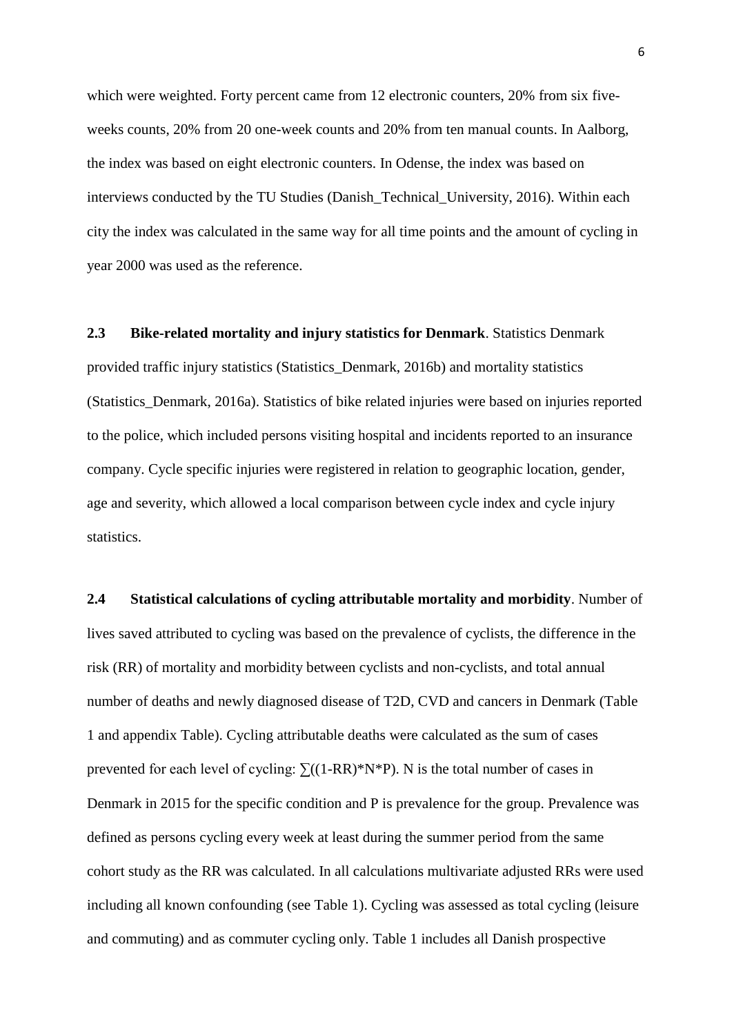which were weighted. Forty percent came from 12 electronic counters, 20% from six five-weeks counts, 20% from 20 one-week counts and 20% from ten manual counts. In Aalborg, the index was based on eight electronic counters. In Odense, the index was based on interviews conducted by the TU Studies (Danish_Technical_University, 2016). Within each city the index was calculated in the same way for all time points and the amount of cycling in year 2000 was used as the reference.

**2.3 Bike-related mortality and injury statistics for Denmark**. Statistics Denmark provided traffic injury statistics (Statistics_Denmark, 2016b) and mortality statistics (Statistics_Denmark, 2016a). Statistics of bike related injuries were based on injuries reported to the police, which included persons visiting hospital and incidents reported to an insurance company. Cycle specific injuries were registered in relation to geographic location, gender, age and severity, which allowed a local comparison between cycle index and cycle injury statistics.

**2.4 Statistical calculations of cycling attributable mortality and morbidity**. Number of lives saved attributed to cycling was based on the prevalence of cyclists, the difference in the risk (RR) of mortality and morbidity between cyclists and non-cyclists, and total annual number of deaths and newly diagnosed disease of T2D, CVD and cancers in Denmark (Table 1 and appendix Table). Cycling attributable deaths were calculated as the sum of cases prevented for each level of cycling: $\sum((1-RR)*N*P)$. N is the total number of cases in Denmark in 2015 for the specific condition and P is prevalence for the group. Prevalence was defined as persons cycling every week at least during the summer period from the same cohort study as the RR was calculated. In all calculations multivariate adjusted RRs were used including all known confounding (see Table 1). Cycling was assessed as total cycling (leisure and commuting) and as commuter cycling only. Table 1 includes all Danish prospective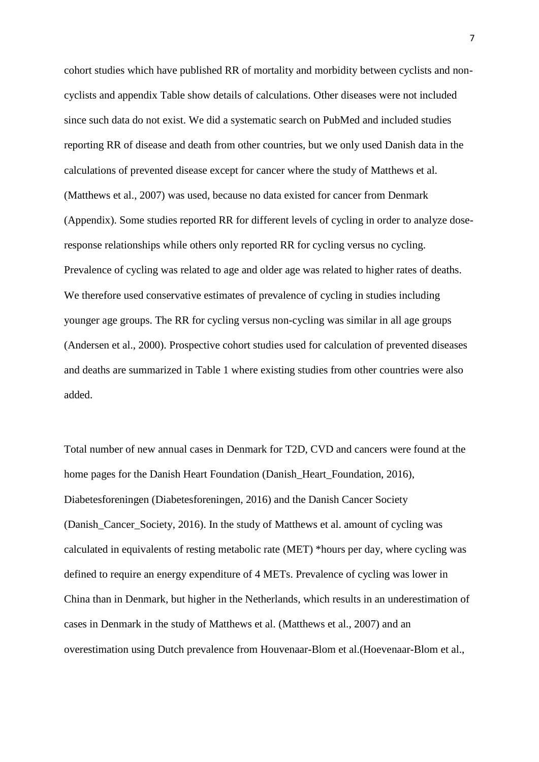cohort studies which have published RR of mortality and morbidity between cyclists and non-cyclists and appendix Table show details of calculations. Other diseases were not included since such data do not exist. We did a systematic search on PubMed and included studies reporting RR of disease and death from other countries, but we only used Danish data in the calculations of prevented disease except for cancer where the study of Matthews et al. (Matthews et al., 2007) was used, because no data existed for cancer from Denmark (Appendix). Some studies reported RR for different levels of cycling in order to analyze dose-response relationships while others only reported RR for cycling versus no cycling. Prevalence of cycling was related to age and older age was related to higher rates of deaths. We therefore used conservative estimates of prevalence of cycling in studies including younger age groups. The RR for cycling versus non-cycling was similar in all age groups (Andersen et al., 2000). Prospective cohort studies used for calculation of prevented diseases and deaths are summarized in Table 1 where existing studies from other countries were also added.

Total number of new annual cases in Denmark for T2D, CVD and cancers were found at the home pages for the Danish Heart Foundation (Danish_Heart_Foundation, 2016), Diabetesforeningen (Diabetesforeningen, 2016) and the Danish Cancer Society (Danish_Cancer_Society, 2016). In the study of Matthews et al. amount of cycling was calculated in equivalents of resting metabolic rate (MET) *hours per day, where cycling was defined to require an energy expenditure of 4 METs. Prevalence of cycling was lower in China than in Denmark, but higher in the Netherlands, which results in an underestimation of cases in Denmark in the study of Matthews et al. (Matthews et al., 2007) and an overestimation using Dutch prevalence from Houvenaar-Blom et al.(Hoevenaar-Blom et al.,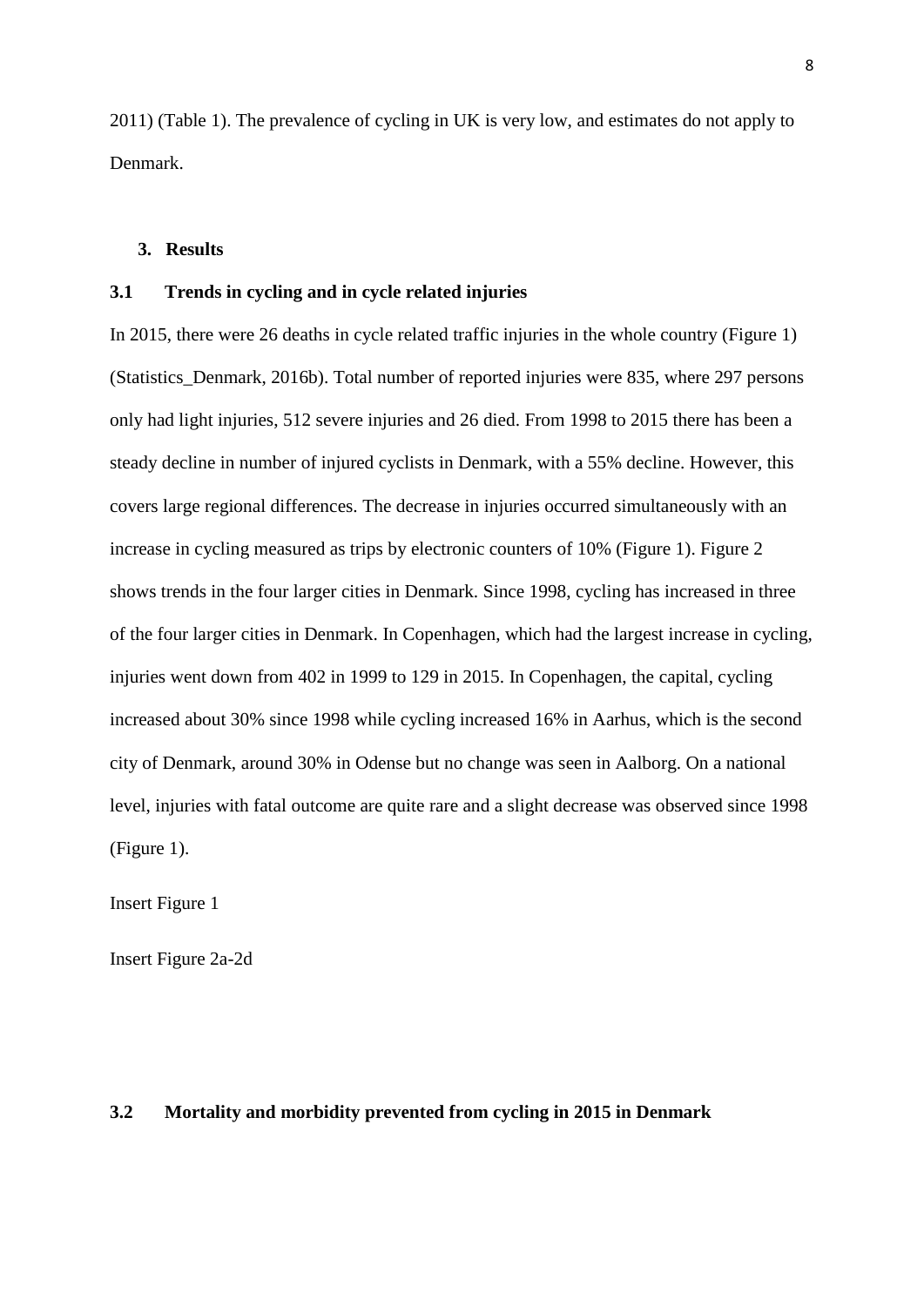2011) (Table 1). The prevalence of cycling in UK is very low, and estimates do not apply to Denmark.

## 3. Results

### 3.1 Trends in cycling and in cycle related injuries

In 2015, there were 26 deaths in cycle related traffic injuries in the whole country (Figure 1) (Statistics_Denmark, 2016b). Total number of reported injuries were 835, where 297 persons only had light injuries, 512 severe injuries and 26 died. From 1998 to 2015 there has been a steady decline in number of injured cyclists in Denmark, with a 55% decline. However, this covers large regional differences. The decrease in injuries occurred simultaneously with an increase in cycling measured as trips by electronic counters of 10% (Figure 1). Figure 2 shows trends in the four larger cities in Denmark. Since 1998, cycling has increased in three of the four larger cities in Denmark. In Copenhagen, which had the largest increase in cycling, injuries went down from 402 in 1999 to 129 in 2015. In Copenhagen, the capital, cycling increased about 30% since 1998 while cycling increased 16% in Aarhus, which is the second city of Denmark, around 30% in Odense but no change was seen in Aalborg. On a national level, injuries with fatal outcome are quite rare and a slight decrease was observed since 1998 (Figure 1).

Insert Figure 1

Insert Figure 2a-2d

### 3.2 Mortality and morbidity prevented from cycling in 2015 in Denmark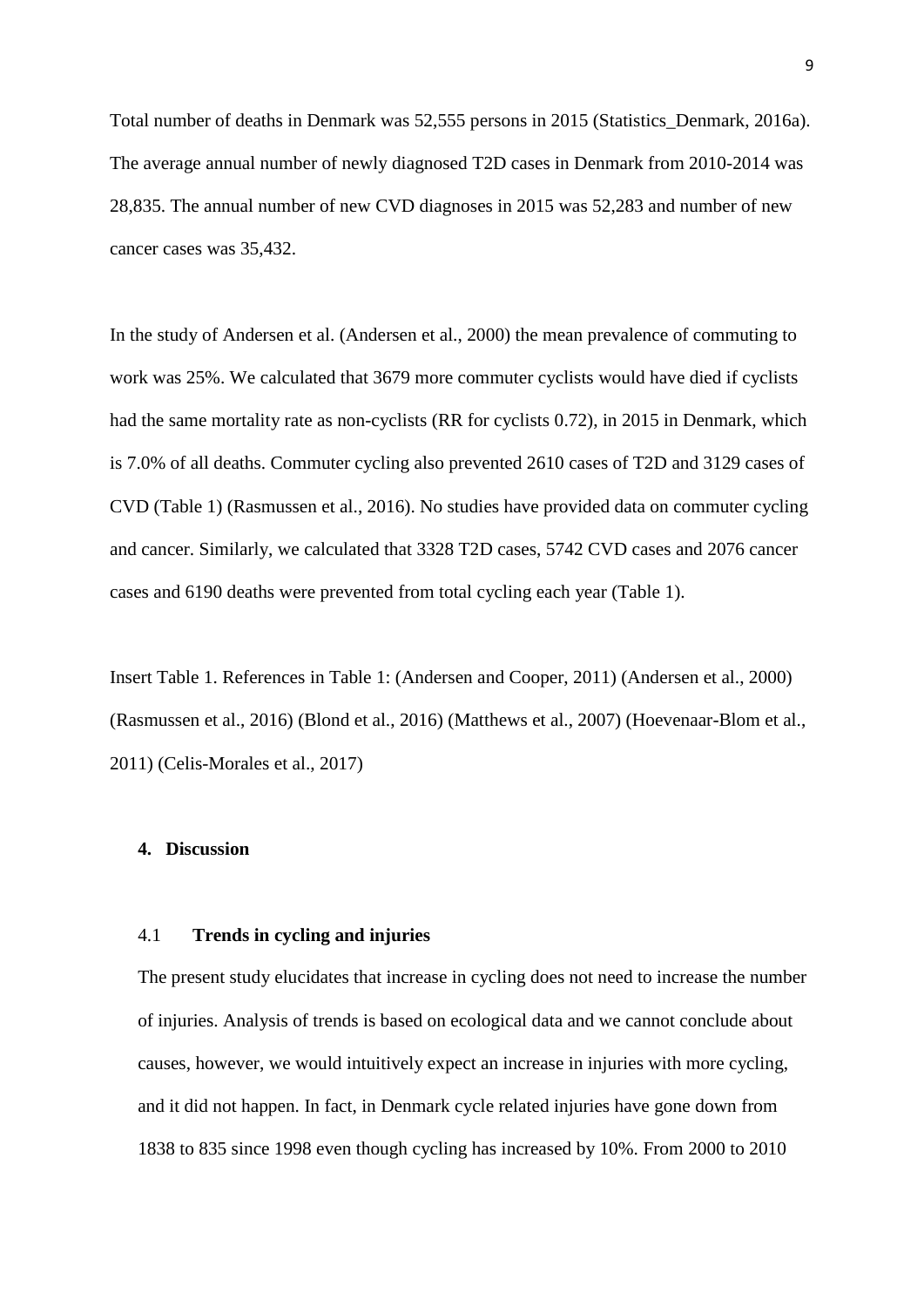Total number of deaths in Denmark was 52,555 persons in 2015 (Statistics_Denmark, 2016a). The average annual number of newly diagnosed T2D cases in Denmark from 2010-2014 was 28,835. The annual number of new CVD diagnoses in 2015 was 52,283 and number of new cancer cases was 35,432.

In the study of Andersen et al. (Andersen et al., 2000) the mean prevalence of commuting to work was 25%. We calculated that 3679 more commuter cyclists would have died if cyclists had the same mortality rate as non-cyclists (RR for cyclists 0.72), in 2015 in Denmark, which is 7.0% of all deaths. Commuter cycling also prevented 2610 cases of T2D and 3129 cases of CVD (Table 1) (Rasmussen et al., 2016). No studies have provided data on commuter cycling and cancer. Similarly, we calculated that 3328 T2D cases, 5742 CVD cases and 2076 cancer cases and 6190 deaths were prevented from total cycling each year (Table 1).

Insert Table 1. References in Table 1: (Andersen and Cooper, 2011) (Andersen et al., 2000) (Rasmussen et al., 2016) (Blond et al., 2016) (Matthews et al., 2007) (Hoevenaar-Blom et al., 2011) (Celis-Morales et al., 2017)

## 4. Discussion

### 4.1 Trends in cycling and injuries

The present study elucidates that increase in cycling does not need to increase the number of injuries. Analysis of trends is based on ecological data and we cannot conclude about causes, however, we would intuitively expect an increase in injuries with more cycling, and it did not happen. In fact, in Denmark cycle related injuries have gone down from 1838 to 835 since 1998 even though cycling has increased by 10%. From 2000 to 2010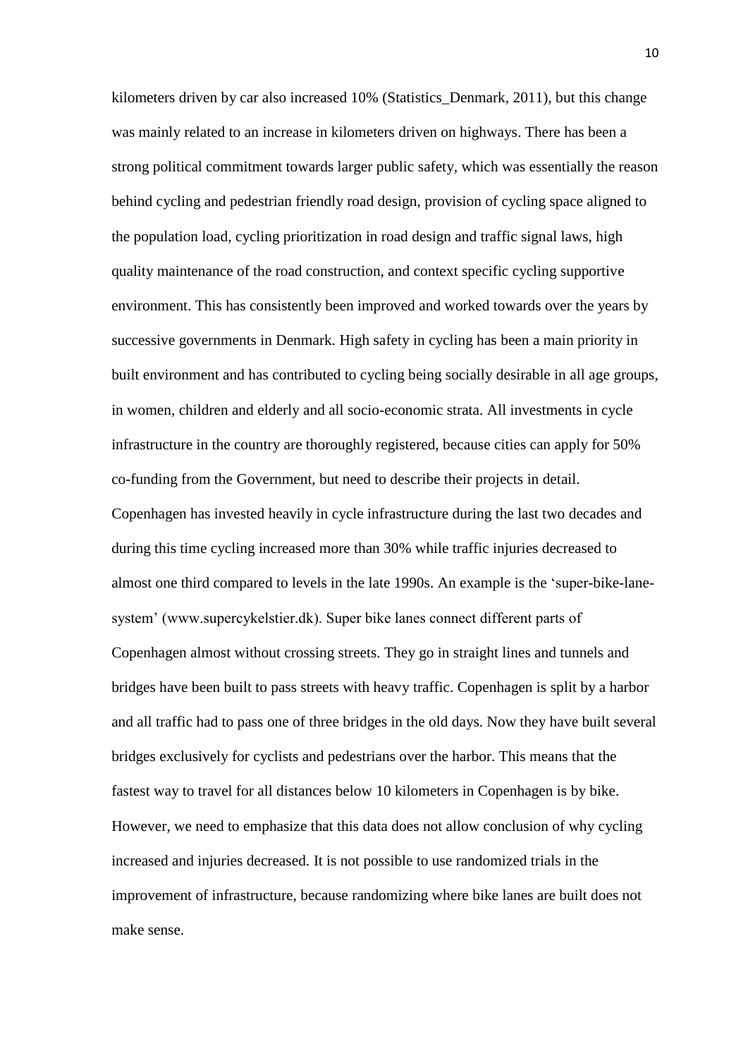kilometers driven by car also increased 10% (Statistics_Denmark, 2011), but this change was mainly related to an increase in kilometers driven on highways. There has been a strong political commitment towards larger public safety, which was essentially the reason behind cycling and pedestrian friendly road design, provision of cycling space aligned to the population load, cycling prioritization in road design and traffic signal laws, high quality maintenance of the road construction, and context specific cycling supportive environment. This has consistently been improved and worked towards over the years by successive governments in Denmark. High safety in cycling has been a main priority in built environment and has contributed to cycling being socially desirable in all age groups, in women, children and elderly and all socio-economic strata. All investments in cycle infrastructure in the country are thoroughly registered, because cities can apply for 50% co-funding from the Government, but need to describe their projects in detail. Copenhagen has invested heavily in cycle infrastructure during the last two decades and during this time cycling increased more than 30% while traffic injuries decreased to almost one third compared to levels in the late 1990s. An example is the 'super-bike-lane-system' (www.supercykelstier.dk). Super bike lanes connect different parts of Copenhagen almost without crossing streets. They go in straight lines and tunnels and bridges have been built to pass streets with heavy traffic. Copenhagen is split by a harbor and all traffic had to pass one of three bridges in the old days. Now they have built several bridges exclusively for cyclists and pedestrians over the harbor. This means that the fastest way to travel for all distances below 10 kilometers in Copenhagen is by bike. However, we need to emphasize that this data does not allow conclusion of why cycling increased and injuries decreased. It is not possible to use randomized trials in the improvement of infrastructure, because randomizing where bike lanes are built does not make sense.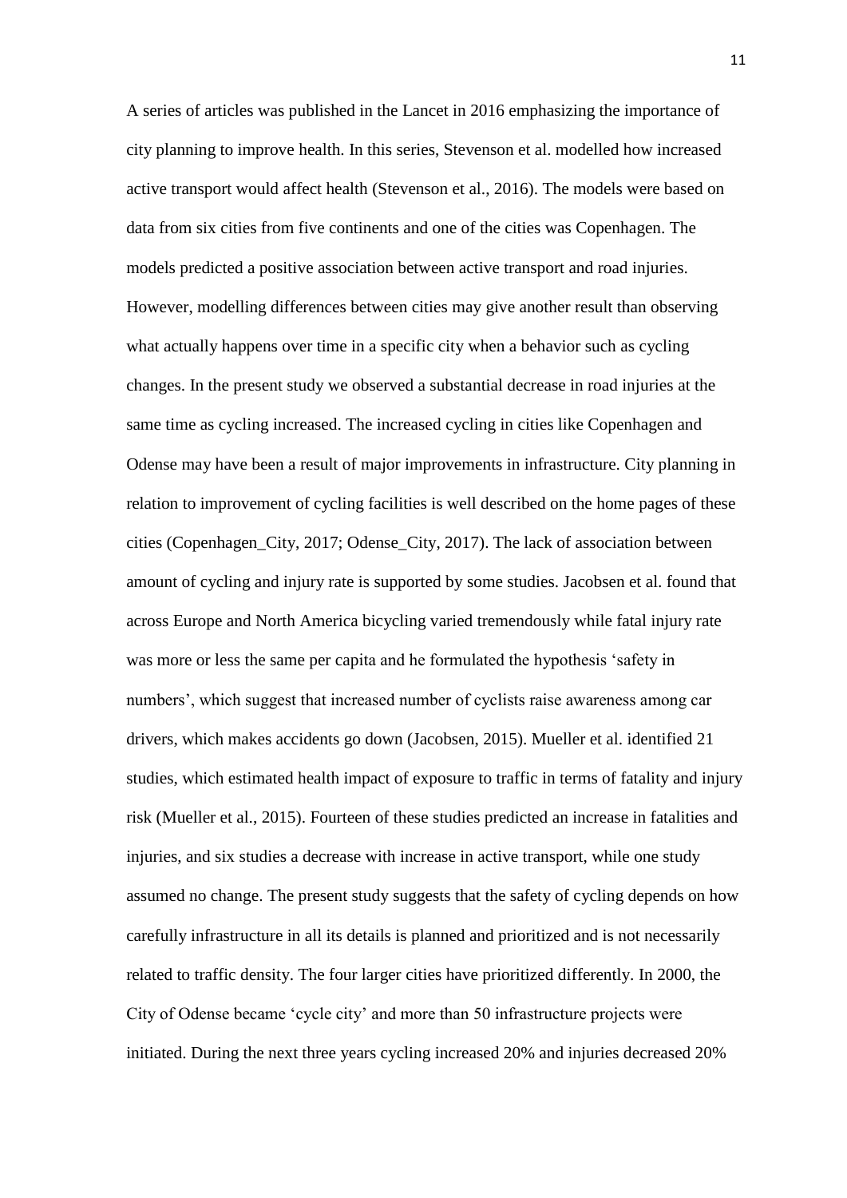A series of articles was published in the Lancet in 2016 emphasizing the importance of city planning to improve health. In this series, Stevenson et al. modelled how increased active transport would affect health (Stevenson et al., 2016). The models were based on data from six cities from five continents and one of the cities was Copenhagen. The models predicted a positive association between active transport and road injuries. However, modelling differences between cities may give another result than observing what actually happens over time in a specific city when a behavior such as cycling changes. In the present study we observed a substantial decrease in road injuries at the same time as cycling increased. The increased cycling in cities like Copenhagen and Odense may have been a result of major improvements in infrastructure. City planning in relation to improvement of cycling facilities is well described on the home pages of these cities (Copenhagen_City, 2017; Odense_City, 2017). The lack of association between amount of cycling and injury rate is supported by some studies. Jacobsen et al. found that across Europe and North America bicycling varied tremendously while fatal injury rate was more or less the same per capita and he formulated the hypothesis 'safety in numbers', which suggest that increased number of cyclists raise awareness among car drivers, which makes accidents go down (Jacobsen, 2015). Mueller et al. identified 21 studies, which estimated health impact of exposure to traffic in terms of fatality and injury risk (Mueller et al., 2015). Fourteen of these studies predicted an increase in fatalities and injuries, and six studies a decrease with increase in active transport, while one study assumed no change. The present study suggests that the safety of cycling depends on how carefully infrastructure in all its details is planned and prioritized and is not necessarily related to traffic density. The four larger cities have prioritized differently. In 2000, the City of Odense became 'cycle city' and more than 50 infrastructure projects were initiated. During the next three years cycling increased 20% and injuries decreased 20%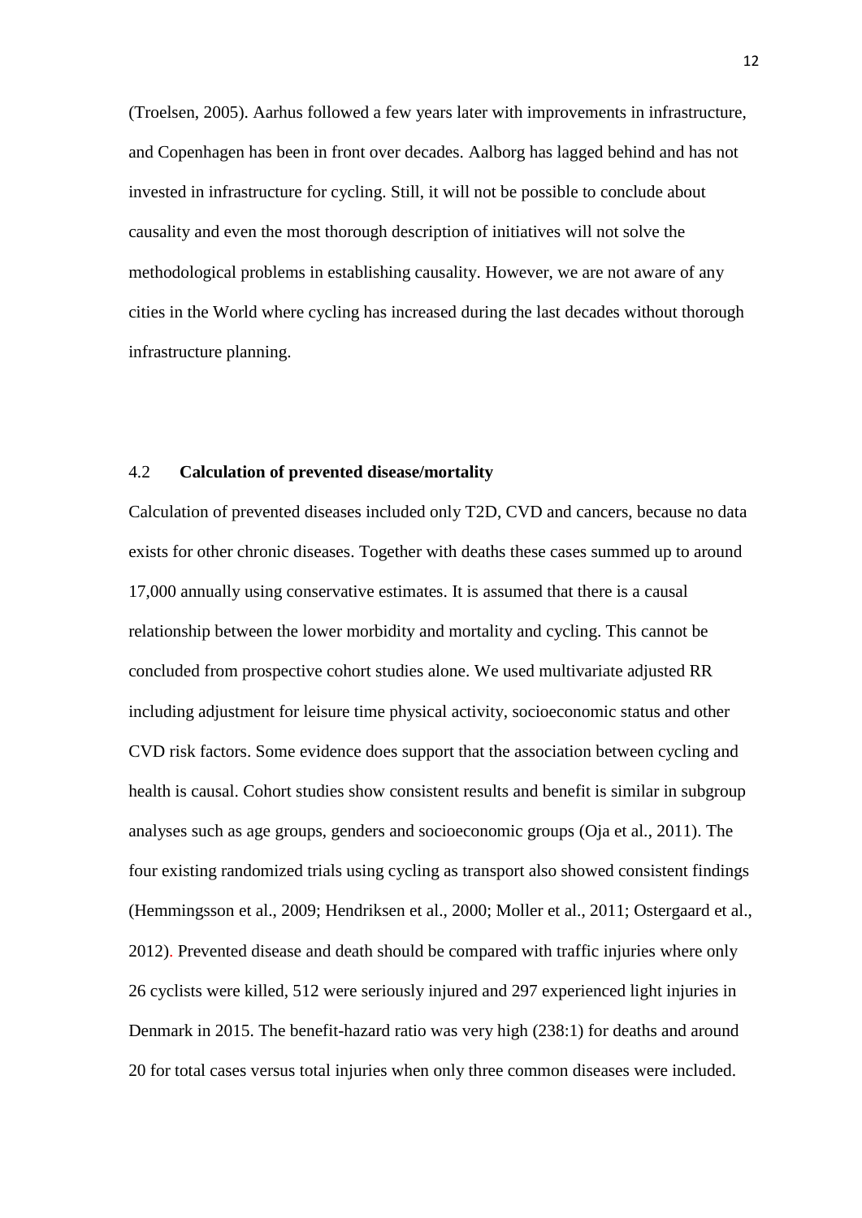(Troelsen, 2005). Aarhus followed a few years later with improvements in infrastructure, and Copenhagen has been in front over decades. Aalborg has lagged behind and has not invested in infrastructure for cycling. Still, it will not be possible to conclude about causality and even the most thorough description of initiatives will not solve the methodological problems in establishing causality. However, we are not aware of any cities in the World where cycling has increased during the last decades without thorough infrastructure planning.

### 4.2 **Calculation of prevented disease/mortality**

Calculation of prevented diseases included only T2D, CVD and cancers, because no data exists for other chronic diseases. Together with deaths these cases summed up to around 17,000 annually using conservative estimates. It is assumed that there is a causal relationship between the lower morbidity and mortality and cycling. This cannot be concluded from prospective cohort studies alone. We used multivariate adjusted RR including adjustment for leisure time physical activity, socioeconomic status and other CVD risk factors. Some evidence does support that the association between cycling and health is causal. Cohort studies show consistent results and benefit is similar in subgroup analyses such as age groups, genders and socioeconomic groups (Oja et al., 2011). The four existing randomized trials using cycling as transport also showed consistent findings (Hemmingsson et al., 2009; Hendriksen et al., 2000; Moller et al., 2011; Ostergaard et al., 2012). Prevented disease and death should be compared with traffic injuries where only 26 cyclists were killed, 512 were seriously injured and 297 experienced light injuries in Denmark in 2015. The benefit-hazard ratio was very high (238:1) for deaths and around 20 for total cases versus total injuries when only three common diseases were included.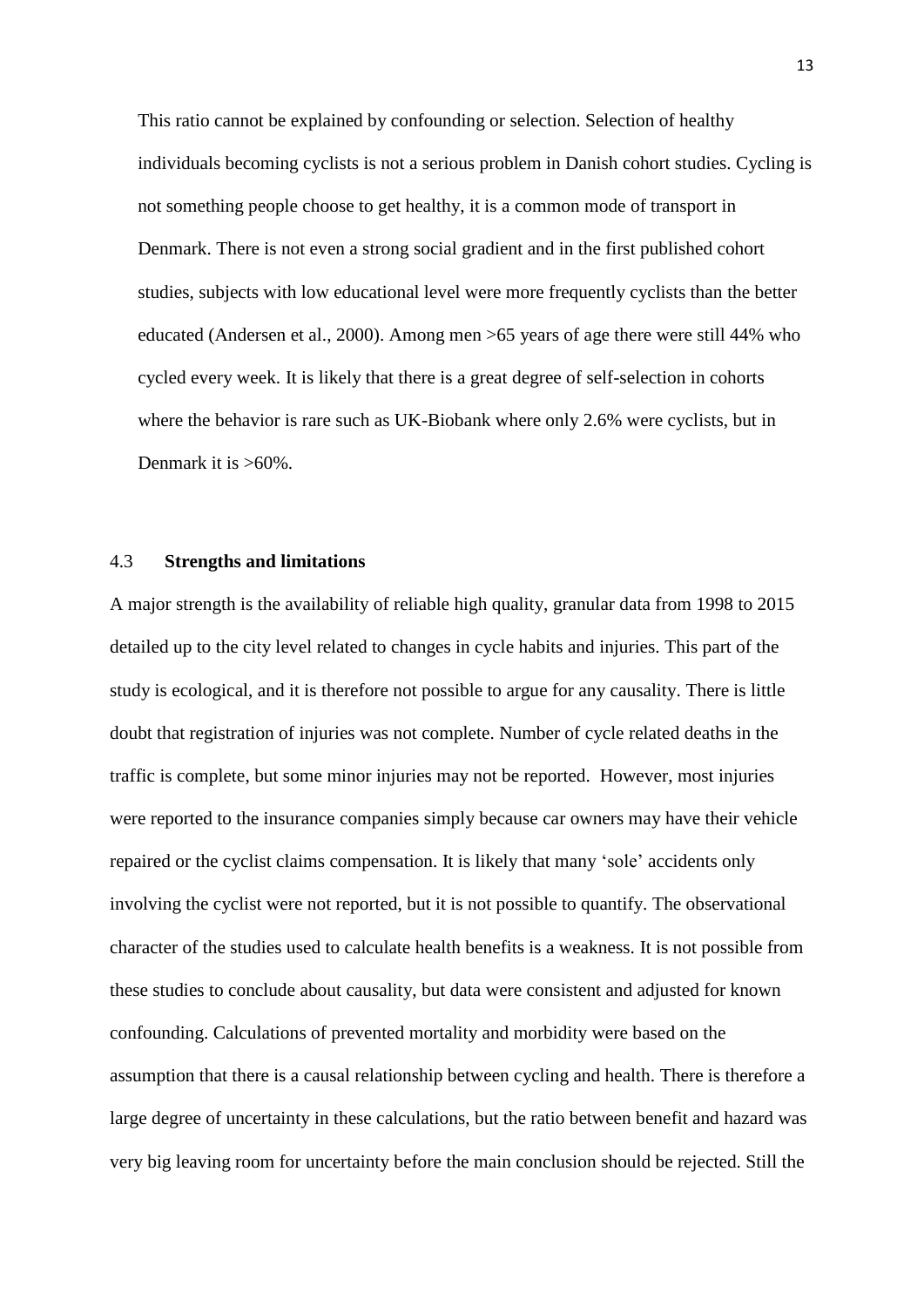This ratio cannot be explained by confounding or selection. Selection of healthy individuals becoming cyclists is not a serious problem in Danish cohort studies. Cycling is not something people choose to get healthy, it is a common mode of transport in Denmark. There is not even a strong social gradient and in the first published cohort studies, subjects with low educational level were more frequently cyclists than the better educated (Andersen et al., 2000). Among men >65 years of age there were still 44% who cycled every week. It is likely that there is a great degree of self-selection in cohorts where the behavior is rare such as UK-Biobank where only 2.6% were cyclists, but in Denmark it is >60%.

### 4.3 **Strengths and limitations**

A major strength is the availability of reliable high quality, granular data from 1998 to 2015 detailed up to the city level related to changes in cycle habits and injuries. This part of the study is ecological, and it is therefore not possible to argue for any causality. There is little doubt that registration of injuries was not complete. Number of cycle related deaths in the traffic is complete, but some minor injuries may not be reported. However, most injuries were reported to the insurance companies simply because car owners may have their vehicle repaired or the cyclist claims compensation. It is likely that many 'sole' accidents only involving the cyclist were not reported, but it is not possible to quantify. The observational character of the studies used to calculate health benefits is a weakness. It is not possible from these studies to conclude about causality, but data were consistent and adjusted for known confounding. Calculations of prevented mortality and morbidity were based on the assumption that there is a causal relationship between cycling and health. There is therefore a large degree of uncertainty in these calculations, but the ratio between benefit and hazard was very big leaving room for uncertainty before the main conclusion should be rejected. Still the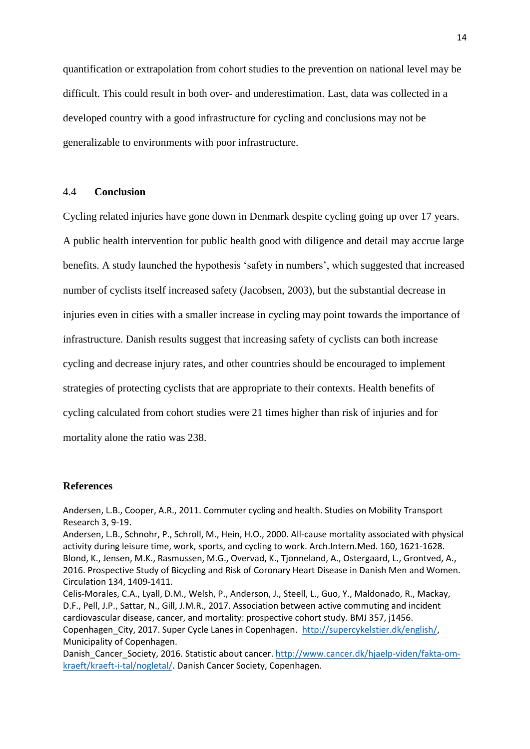quantification or extrapolation from cohort studies to the prevention on national level may be difficult. This could result in both over- and underestimation. Last, data was collected in a developed country with a good infrastructure for cycling and conclusions may not be generalizable to environments with poor infrastructure.

### 4.4 Conclusion

Cycling related injuries have gone down in Denmark despite cycling going up over 17 years. A public health intervention for public health good with diligence and detail may accrue large benefits. A study launched the hypothesis 'safety in numbers', which suggested that increased number of cyclists itself increased safety (Jacobsen, 2003), but the substantial decrease in injuries even in cities with a smaller increase in cycling may point towards the importance of infrastructure. Danish results suggest that increasing safety of cyclists can both increase cycling and decrease injury rates, and other countries should be encouraged to implement strategies of protecting cyclists that are appropriate to their contexts. Health benefits of cycling calculated from cohort studies were 21 times higher than risk of injuries and for mortality alone the ratio was 238.

## References

Andersen, L.B., Cooper, A.R., 2011. Commuter cycling and health. Studies on Mobility Transport Research 3, 9-19.
Andersen, L.B., Schnohr, P., Schroll, M., Hein, H.O., 2000. All-cause mortality associated with physical activity during leisure time, work, sports, and cycling to work. Arch.Intern.Med. 160, 1621-1628.
Blond, K., Jensen, M.K., Rasmussen, M.G., Overvad, K., Tjonneland, A., Ostergaard, L., Grontved, A., 2016. Prospective Study of Bicycling and Risk of Coronary Heart Disease in Danish Men and Women. Circulation 134, 1409-1411.
Celis-Morales, C.A., Lyall, D.M., Welsh, P., Anderson, J., Steell, L., Guo, Y., Maldonado, R., Mackay, D.F., Pell, J.P., Sattar, N., Gill, J.M.R., 2017. Association between active commuting and incident cardiovascular disease, cancer, and mortality: prospective cohort study. BMJ 357, j1456.
Copenhagen_City, 2017. Super Cycle Lanes in Copenhagen. http://supercykelstier.dk/english/, Municipality of Copenhagen.
Danish_Cancer_Society, 2016. Statistic about cancer. http://www.cancer.dk/hjaelp-viden/fakta-om-kraeft/kraeft-i-tal/nogletal/. Danish Cancer Society, Copenhagen.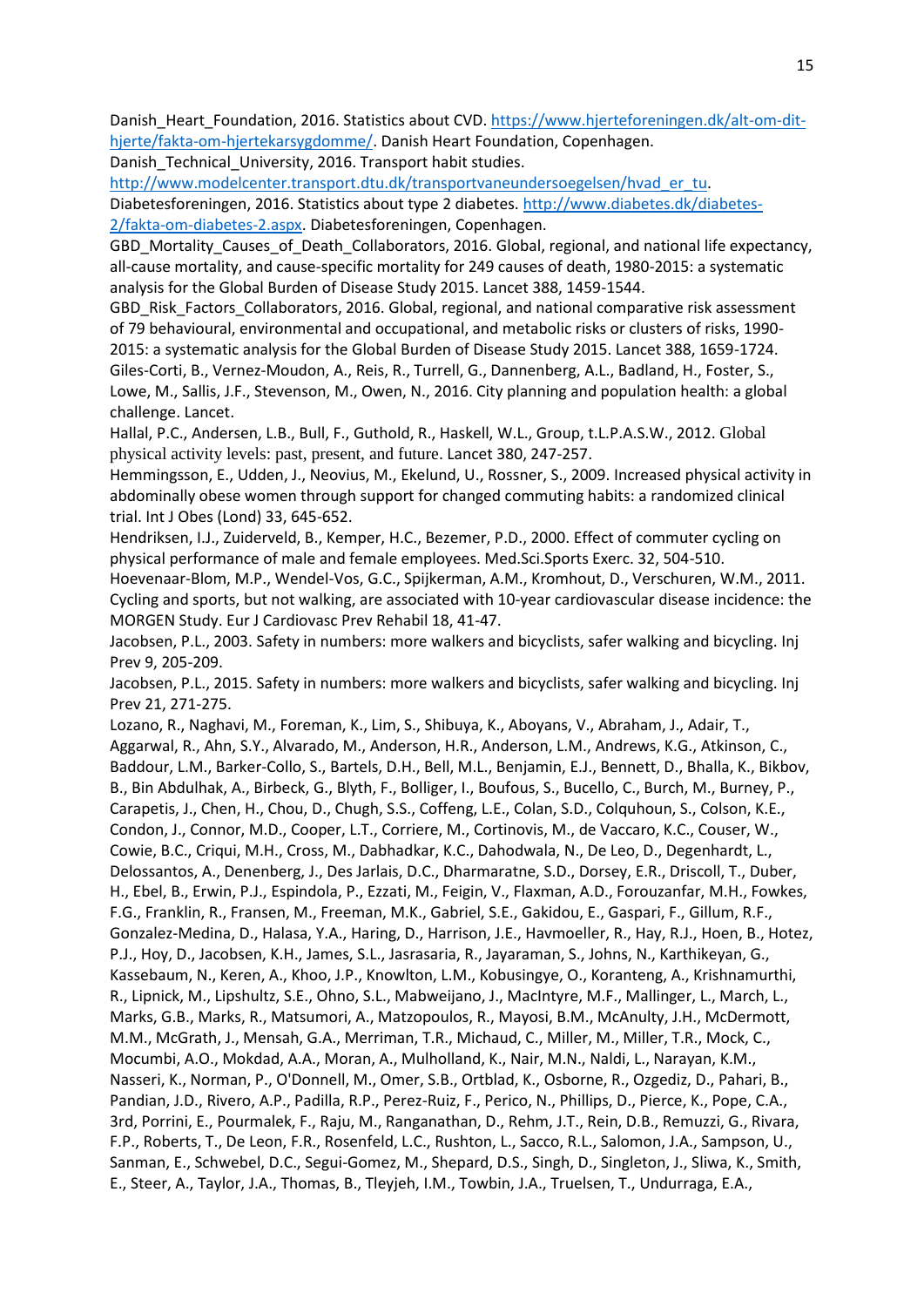Danish_Heart_Foundation, 2016. Statistics about CVD. https://www.hjerteforeningen.dk/alt-om-dit-hjerte/fakta-om-hjertekarsygdomme/. Danish Heart Foundation, Copenhagen.
Danish_Technical_University, 2016. Transport habit studies. http://www.modelcenter.transport.dtu.dk/transportvaneundersoegelsen/hvad_er_tu.
Diabetesforeningen, 2016. Statistics about type 2 diabetes. http://www.diabetes.dk/diabetes-2/fakta-om-diabetes-2.aspx. Diabetesforeningen, Copenhagen.
GBD_Mortality_Causes_of_Death_Collaborators, 2016. Global, regional, and national life expectancy, all-cause mortality, and cause-specific mortality for 249 causes of death, 1980-2015: a systematic analysis for the Global Burden of Disease Study 2015. Lancet 388, 1459-1544.
GBD_Risk_Factors_Collaborators, 2016. Global, regional, and national comparative risk assessment of 79 behavioural, environmental and occupational, and metabolic risks or clusters of risks, 1990-2015: a systematic analysis for the Global Burden of Disease Study 2015. Lancet 388, 1659-1724.
Giles-Corti, B., Vernez-Moudon, A., Reis, R., Turrell, G., Dannenberg, A.L., Badland, H., Foster, S., Lowe, M., Sallis, J.F., Stevenson, M., Owen, N., 2016. City planning and population health: a global challenge. Lancet.
Hallal, P.C., Andersen, L.B., Bull, F., Guthold, R., Haskell, W.L., Group, t.L.P.A.S.W., 2012. Global physical activity levels: past, present, and future. Lancet 380, 247-257.
Hemmingsson, E., Udden, J., Neovius, M., Ekelund, U., Rossner, S., 2009. Increased physical activity in abdominally obese women through support for changed commuting habits: a randomized clinical trial. Int J Obes (Lond) 33, 645-652.
Hendriksen, I.J., Zuiderveld, B., Kemper, H.C., Bezemer, P.D., 2000. Effect of commuter cycling on physical performance of male and female employees. Med.Sci.Sports Exerc. 32, 504-510.
Hoevenaar-Blom, M.P., Wendel-Vos, G.C., Spijkerman, A.M., Kromhout, D., Verschuren, W.M., 2011. Cycling and sports, but not walking, are associated with 10-year cardiovascular disease incidence: the MORGEN Study. Eur J Cardiovasc Prev Rehabil 18, 41-47.
Jacobsen, P.L., 2003. Safety in numbers: more walkers and bicyclists, safer walking and bicycling. Inj Prev 9, 205-209.
Jacobsen, P.L., 2015. Safety in numbers: more walkers and bicyclists, safer walking and bicycling. Inj Prev 21, 271-275.
Lozano, R., Naghavi, M., Foreman, K., Lim, S., Shibuya, K., Aboyans, V., Abraham, J., Adair, T., Aggarwal, R., Ahn, S.Y., Alvarado, M., Anderson, H.R., Anderson, L.M., Andrews, K.G., Atkinson, C., Baddour, L.M., Barker-Collo, S., Bartels, D.H., Bell, M.L., Benjamin, E.J., Bennett, D., Bhalla, K., Bikbov, B., Bin Abdulhak, A., Birbeck, G., Blyth, F., Bolliger, I., Boufous, S., Bucello, C., Burch, M., Burney, P., Carapetis, J., Chen, H., Chou, D., Chugh, S.S., Coffeng, L.E., Colan, S.D., Colquhoun, S., Colson, K.E., Condon, J., Connor, M.D., Cooper, L.T., Corriere, M., Cortinovis, M., de Vaccaro, K.C., Couser, W., Cowie, B.C., Criqui, M.H., Cross, M., Dabhadkar, K.C., Dahodwala, N., De Leo, D., Degenhardt, L., Delossantos, A., Denenberg, J., Des Jarlais, D.C., Dharmaratne, S.D., Dorsey, E.R., Driscoll, T., Duber, H., Ebel, B., Erwin, P.J., Espindola, P., Ezzati, M., Feigin, V., Flaxman, A.D., Forouzanfar, M.H., Fowkes, F.G., Franklin, R., Fransen, M., Freeman, M.K., Gabriel, S.E., Gakidou, E., Gaspari, F., Gillum, R.F., Gonzalez-Medina, D., Halasa, Y.A., Haring, D., Harrison, J.E., Havmoeller, R., Hay, R.J., Hoen, B., Hotez, P.J., Hoy, D., Jacobsen, K.H., James, S.L., Jasrasaria, R., Jayaraman, S., Johns, N., Karthikeyan, G., Kassebaum, N., Keren, A., Khoo, J.P., Knowlton, L.M., Kobusingye, O., Koranteng, A., Krishnamurthi, R., Lipnick, M., Lipshultz, S.E., Ohno, S.L., Mabweijano, J., MacIntyre, M.F., Mallinger, L., March, L., Marks, G.B., Marks, R., Matsumori, A., Matzopoulos, R., Mayosi, B.M., McAnulty, J.H., McDermott, M.M., McGrath, J., Mensah, G.A., Merriman, T.R., Michaud, C., Miller, M., Miller, T.R., Mock, C., Mocumbi, A.O., Mokdad, A.A., Moran, A., Mulholland, K., Nair, M.N., Naldi, L., Narayan, K.M., Nasseri, K., Norman, P., O'Donnell, M., Omer, S.B., Ortblad, K., Osborne, R., Ozgediz, D., Pahari, B., Pandian, J.D., Rivero, A.P., Padilla, R.P., Perez-Ruiz, F., Perico, N., Phillips, D., Pierce, K., Pope, C.A., 3rd, Porrini, E., Pourmalek, F., Raju, M., Ranganathan, D., Rehm, J.T., Rein, D.B., Remuzzi, G., Rivara, F.P., Roberts, T., De Leon, F.R., Rosenfeld, L.C., Rushton, L., Sacco, R.L., Salomon, J.A., Sampson, U., Sanman, E., Schwebel, D.C., Segui-Gomez, M., Shepard, D.S., Singh, D., Singleton, J., Sliwa, K., Smith, E., Steer, A., Taylor, J.A., Thomas, B., Tleyjeh, I.M., Towbin, J.A., Truelsen, T., Undurraga, E.A.,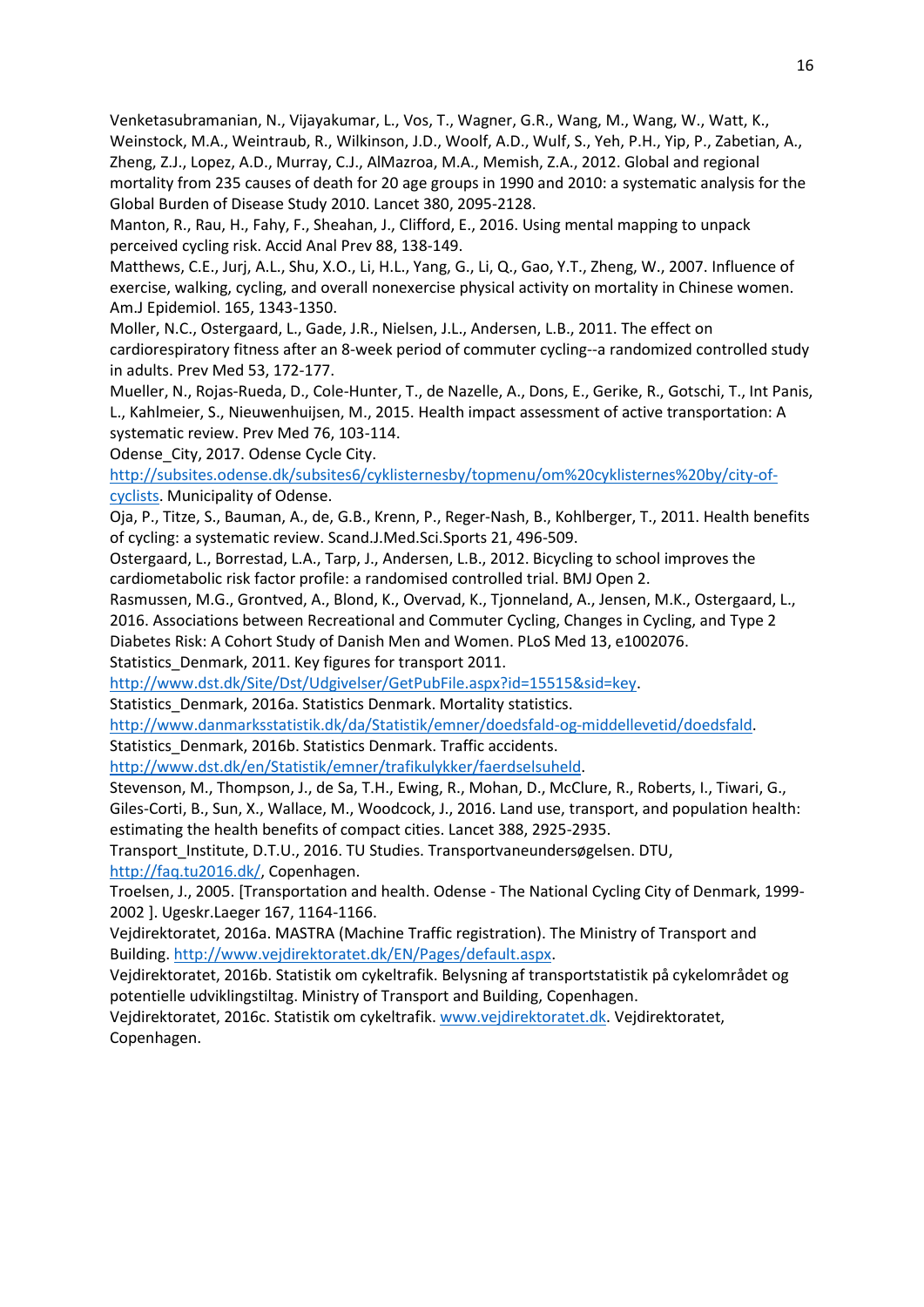Venketasubramanian, N., Vijayakumar, L., Vos, T., Wagner, G.R., Wang, M., Wang, W., Watt, K., Weinstock, M.A., Weintraub, R., Wilkinson, J.D., Woolf, A.D., Wulf, S., Yeh, P.H., Yip, P., Zabetian, A., Zheng, Z.J., Lopez, A.D., Murray, C.J., AlMazroa, M.A., Memish, Z.A., 2012. Global and regional mortality from 235 causes of death for 20 age groups in 1990 and 2010: a systematic analysis for the Global Burden of Disease Study 2010. Lancet 380, 2095-2128.

Manton, R., Rau, H., Fahy, F., Sheahan, J., Clifford, E., 2016. Using mental mapping to unpack perceived cycling risk. Accid Anal Prev 88, 138-149.

Matthews, C.E., Jurj, A.L., Shu, X.O., Li, H.L., Yang, G., Li, Q., Gao, Y.T., Zheng, W., 2007. Influence of exercise, walking, cycling, and overall nonexercise physical activity on mortality in Chinese women. Am.J Epidemiol. 165, 1343-1350.

Moller, N.C., Ostergaard, L., Gade, J.R., Nielsen, J.L., Andersen, L.B., 2011. The effect on cardiorespiratory fitness after an 8-week period of commuter cycling--a randomized controlled study in adults. Prev Med 53, 172-177.

Mueller, N., Rojas-Rueda, D., Cole-Hunter, T., de Nazelle, A., Dons, E., Gerike, R., Gotschi, T., Int Panis, L., Kahlmeier, S., Nieuwenhuijsen, M., 2015. Health impact assessment of active transportation: A systematic review. Prev Med 76, 103-114.

Odense_City, 2017. Odense Cycle City. http://subsites.odense.dk/subsites6/cyklisternesby/topmenu/om%20cyklisternes%20by/city-of-cyclists. Municipality of Odense.

Oja, P., Titze, S., Bauman, A., de, G.B., Krenn, P., Reger-Nash, B., Kohlberger, T., 2011. Health benefits of cycling: a systematic review. Scand.J.Med.Sci.Sports 21, 496-509.

Ostergaard, L., Borrestad, L.A., Tarp, J., Andersen, L.B., 2012. Bicycling to school improves the cardiometabolic risk factor profile: a randomised controlled trial. BMJ Open 2.

Rasmussen, M.G., Grontved, A., Blond, K., Overvad, K., Tjonneland, A., Jensen, M.K., Ostergaard, L., 2016. Associations between Recreational and Commuter Cycling, Changes in Cycling, and Type 2 Diabetes Risk: A Cohort Study of Danish Men and Women. PLoS Med 13, e1002076.

Statistics_Denmark, 2011. Key figures for transport 2011. http://www.dst.dk/Site/Dst/Udgivelser/GetPubFile.aspx?id=15515&sid=key.

Statistics_Denmark, 2016a. Statistics Denmark. Mortality statistics. http://www.danmarksstatistik.dk/da/Statistik/emner/doedsfald-og-middellevetid/doedsfald.

Statistics_Denmark, 2016b. Statistics Denmark. Traffic accidents. http://www.dst.dk/en/Statistik/emner/trafikulykker/faerdselsuheld.

Stevenson, M., Thompson, J., de Sa, T.H., Ewing, R., Mohan, D., McClure, R., Roberts, I., Tiwari, G., Giles-Corti, B., Sun, X., Wallace, M., Woodcock, J., 2016. Land use, transport, and population health: estimating the health benefits of compact cities. Lancet 388, 2925-2935.

Transport_Institute, D.T.U., 2016. TU Studies. Transportvaneundersøgelsen. DTU, http://faq.tu2016.dk/, Copenhagen.

Troelsen, J., 2005. [Transportation and health. Odense - The National Cycling City of Denmark, 1999-2002 ]. Ugeskr.Laeger 167, 1164-1166.

Vejdirektoratet, 2016a. MASTRA (Machine Traffic registration). The Ministry of Transport and Building. http://www.vejdirektoratet.dk/EN/Pages/default.aspx.

Vejdirektoratet, 2016b. Statistik om cykeltrafik. Belysning af transportstatistik på cykelområdet og potentielle udviklingstiltag. Ministry of Transport and Building, Copenhagen.

Vejdirektoratet, 2016c. Statistik om cykeltrafik. www.vejdirektoratet.dk. Vejdirektoratet, Copenhagen.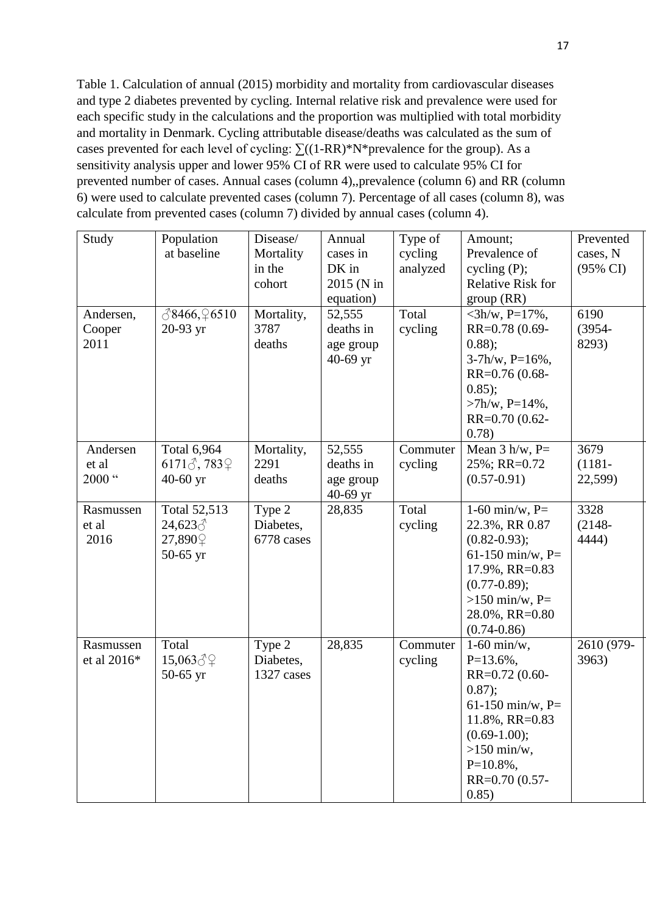Table 1. Calculation of annual (2015) morbidity and mortality from cardiovascular diseases and type 2 diabetes prevented by cycling. Internal relative risk and prevalence were used for each specific study in the calculations and the proportion was multiplied with total morbidity and mortality in Denmark. Cycling attributable disease/deaths was calculated as the sum of cases prevented for each level of cycling: ∑((1-RR)*N*prevalence for the group). As a sensitivity analysis upper and lower 95% CI of RR were used to calculate 95% CI for prevented number of cases. Annual cases (column 4),,prevalence (column 6) and RR (column 6) were used to calculate prevented cases (column 7). Percentage of all cases (column 8), was calculate from prevented cases (column 7) divided by annual cases (column 4).

| Study | Population at baseline | Disease/ Mortality in the cohort | Annual cases in DK in 2015 (N in equation) | Type of cycling analyzed | Amount; Prevalence of cycling (P); Relative Risk for group (RR) | Prevented cases, N (95% CI) |
|---|---|---|---|---|---|---|
| Andersen, Cooper 2011 | ♂8466,♀6510 20-93 yr | Mortality, 3787 deaths | 52,555 deaths in age group 40-69 yr | Total cycling | <3h/w, P=17%, RR=0.78 (0.69-0.88); 3-7h/w, P=16%, RR=0.76 (0.68-0.85); >7h/w, P=14%, RR=0.70 (0.62-0.78) | 6190 (3954-8293) |
| Andersen et al 2000 " | Total 6,964 6171♂, 783♀ 40-60 yr | Mortality, 2291 deaths | 52,555 deaths in age group 40-69 yr | Commuter cycling | Mean 3 h/w, P= 25%; RR=0.72 (0.57-0.91) | 3679 (1181-22,599) |
| Rasmussen et al 2016 | Total 52,513 24,623♂ 27,890♀ 50-65 yr | Type 2 Diabetes, 6778 cases | 28,835 | Total cycling | 1-60 min/w, P= 22.3%, RR 0.87 (0.82-0.93); 61-150 min/w, P= 17.9%, RR=0.83 (0.77-0.89); >150 min/w, P= 28.0%, RR=0.80 (0.74-0.86) | 3328 (2148-4444) |
| Rasmussen et al 2016* | Total 15,063♂♀ 50-65 yr | Type 2 Diabetes, 1327 cases | 28,835 | Commuter cycling | 1-60 min/w, P=13.6%, RR=0.72 (0.60-0.87); 61-150 min/w, P= 11.8%, RR=0.83 (0.69-1.00); >150 min/w, P=10.8%, RR=0.70 (0.57-0.85) | 2610 (979-3963) |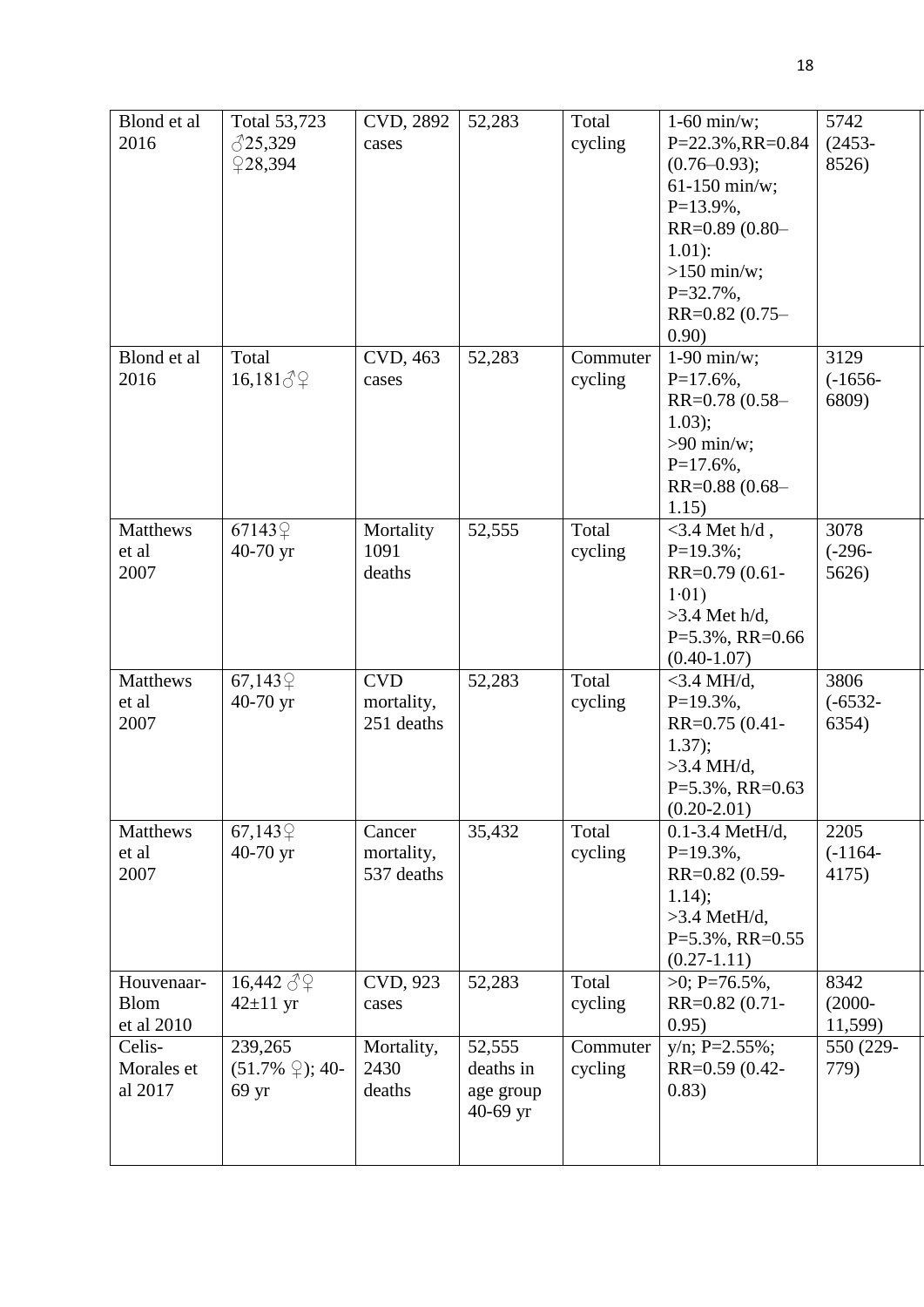| Blond et al 2016 | Total 53,723 ♂25,329 ♀28,394 | CVD, 2892 cases | 52,283 | Total cycling | 1-60 min/w; P=22.3%,RR=0.84 (0.76–0.93); 61-150 min/w; P=13.9%, RR=0.89 (0.80–1.01): >150 min/w; P=32.7%, RR=0.82 (0.75–0.90) | 5742 (2453-8526) |
|---|---|---|---|---|---|---|
| Blond et al 2016 | Total 16,181♂♀ | CVD, 463 cases | 52,283 | Commuter cycling | 1-90 min/w; P=17.6%, RR=0.78 (0.58–1.03); >90 min/w; P=17.6%, RR=0.88 (0.68–1.15) | 3129 (-1656-6809) |
| Matthews et al 2007 | 67143♀ 40-70 yr | Mortality 1091 deaths | 52,555 | Total cycling | <3.4 Met h/d , P=19.3%; RR=0.79 (0.61-1·01) >3.4 Met h/d, P=5.3%, RR=0.66 (0.40-1.07) | 3078 (-296-5626) |
| Matthews et al 2007 | 67,143♀ 40-70 yr | CVD mortality, 251 deaths | 52,283 | Total cycling | <3.4 MH/d, P=19.3%, RR=0.75 (0.41-1.37); >3.4 MH/d, P=5.3%, RR=0.63 (0.20-2.01) | 3806 (-6532-6354) |
| Matthews et al 2007 | 67,143♀ 40-70 yr | Cancer mortality, 537 deaths | 35,432 | Total cycling | 0.1-3.4 MetH/d, P=19.3%, RR=0.82 (0.59-1.14); >3.4 MetH/d, P=5.3%, RR=0.55 (0.27-1.11) | 2205 (-1164-4175) |
| Houvenaar-Blom et al 2010 | 16,442 ♂♀ 42±11 yr | CVD, 923 cases | 52,283 | Total cycling | >0; P=76.5%, RR=0.82 (0.71-0.95) | 8342 (2000-11,599) |
| Celis-Morales et al 2017 | 239,265 (51.7% ♀); 40-69 yr | Mortality, 2430 deaths | 52,555 deaths in age group 40-69 yr | Commuter cycling | y/n; P=2.55%; RR=0.59 (0.42-0.83) | 550 (229-779) |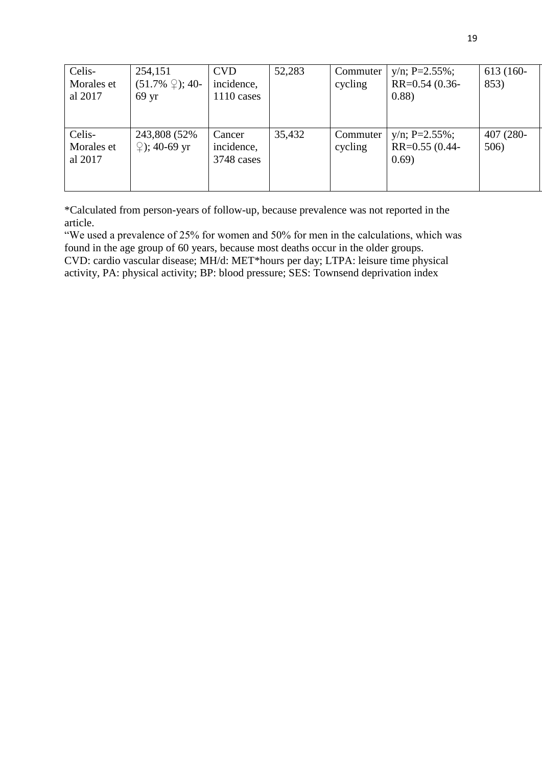| Celis-Morales et al 2017 | 254,151 (51.7% ♀); 40-69 yr | CVD incidence, 1110 cases | 52,283 | Commuter cycling | y/n; P=2.55%; RR=0.54 (0.36-0.88) | 613 (160-853) |
|---|---|---|---|---|---|---|
| Celis-Morales et al 2017 | 243,808 (52% ♀); 40-69 yr | Cancer incidence, 3748 cases | 35,432 | Commuter cycling | y/n; P=2.55%; RR=0.55 (0.44-0.69) | 407 (280-506) |

*Calculated from person-years of follow-up, because prevalence was not reported in the article.

"We used a prevalence of 25% for women and 50% for men in the calculations, which was found in the age group of 60 years, because most deaths occur in the older groups.

CVD: cardio vascular disease; MH/d: MET*hours per day; LTPA: leisure time physical activity, PA: physical activity; BP: blood pressure; SES: Townsend deprivation index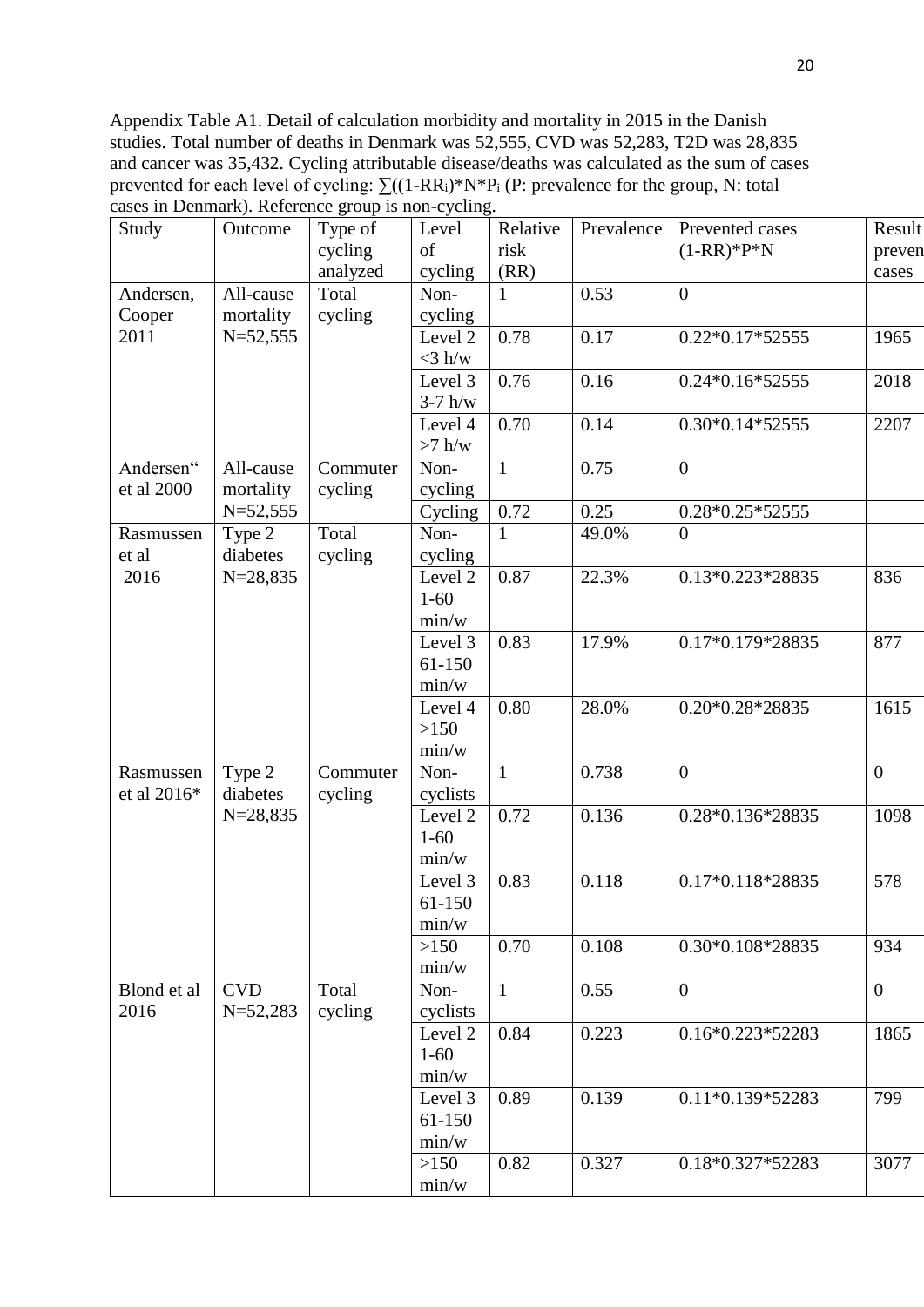Appendix Table A1. Detail of calculation morbidity and mortality in 2015 in the Danish studies. Total number of deaths in Denmark was 52,555, CVD was 52,283, T2D was 28,835 and cancer was 35,432. Cycling attributable disease/deaths was calculated as the sum of cases prevented for each level of cycling: $\sum((1-RR_i)*N*P_i$ (P: prevalence for the group, N: total cases in Denmark). Reference group is non-cycling.

| Study | Outcome | Type of cycling analyzed | Level of cycling | Relative risk (RR) | Prevalence | Prevented cases (1-RR)\*P\*N | Result preven cases |
|---|---|---|---|---|---|---|---|
| Andersen, Cooper 2011 | All-cause mortality N=52,555 | Total cycling | Non-cycling | 1 | 0.53 | 0 | |
| | | | Level 2 <3 h/w | 0.78 | 0.17 | 0.22\*0.17\*52555 | 1965 |
| | | | Level 3 3-7 h/w | 0.76 | 0.16 | 0.24\*0.16\*52555 | 2018 |
| | | | Level 4 >7 h/w | 0.70 | 0.14 | 0.30\*0.14\*52555 | 2207 |
| Andersen" et al 2000 | All-cause mortality N=52,555 | Commuter cycling | Non-cycling | 1 | 0.75 | 0 | |
| | | | Cycling | 0.72 | 0.25 | 0.28\*0.25\*52555 | |
| Rasmussen et al 2016 | Type 2 diabetes N=28,835 | Total cycling | Non-cycling | 1 | 49.0% | 0 | |
| | | | Level 2 1-60 min/w | 0.87 | 22.3% | 0.13\*0.223\*28835 | 836 |
| | | | Level 3 61-150 min/w | 0.83 | 17.9% | 0.17\*0.179\*28835 | 877 |
| | | | Level 4 >150 min/w | 0.80 | 28.0% | 0.20\*0.28\*28835 | 1615 |
| Rasmussen et al 2016\* | Type 2 diabetes N=28,835 | Commuter cycling | Non-cyclists | 1 | 0.738 | 0 | 0 |
| | | | Level 2 1-60 min/w | 0.72 | 0.136 | 0.28\*0.136\*28835 | 1098 |
| | | | Level 3 61-150 min/w | 0.83 | 0.118 | 0.17\*0.118\*28835 | 578 |
| | | | >150 min/w | 0.70 | 0.108 | 0.30\*0.108\*28835 | 934 |
| Blond et al 2016 | CVD N=52,283 | Total cycling | Non-cyclists | 1 | 0.55 | 0 | 0 |
| | | | Level 2 1-60 min/w | 0.84 | 0.223 | 0.16\*0.223\*52283 | 1865 |
| | | | Level 3 61-150 min/w | 0.89 | 0.139 | 0.11\*0.139\*52283 | 799 |
| | | | >150 min/w | 0.82 | 0.327 | 0.18\*0.327\*52283 | 3077 |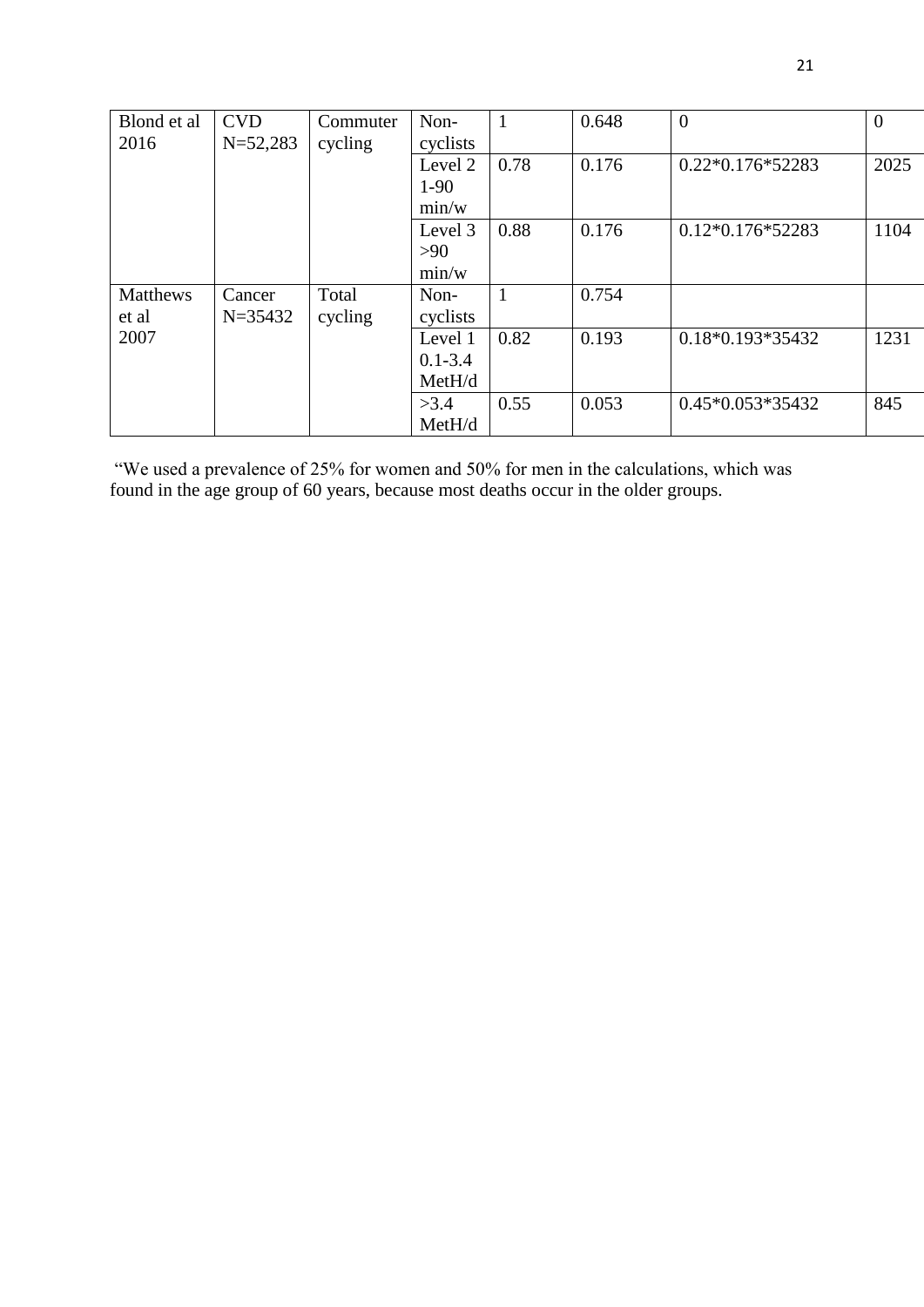| Blond et al 2016 | CVD N=52,283 | Commuter cycling | Non-cyclists | 1 | 0.648 | 0 | 0 |
|---|---|---|---|---|---|---|---|
| | | | Level 2 1-90 min/w | 0.78 | 0.176 | 0.22*0.176*52283 | 2025 |
| | | | Level 3 >90 min/w | 0.88 | 0.176 | 0.12*0.176*52283 | 1104 |
| Matthews et al 2007 | Cancer N=35432 | Total cycling | Non-cyclists | 1 | 0.754 | | |
| | | | Level 1 0.1-3.4 MetH/d | 0.82 | 0.193 | 0.18*0.193*35432 | 1231 |
| | | | >3.4 MetH/d | 0.55 | 0.053 | 0.45*0.053*35432 | 845 |

"We used a prevalence of 25% for women and 50% for men in the calculations, which was found in the age group of 60 years, because most deaths occur in the older groups.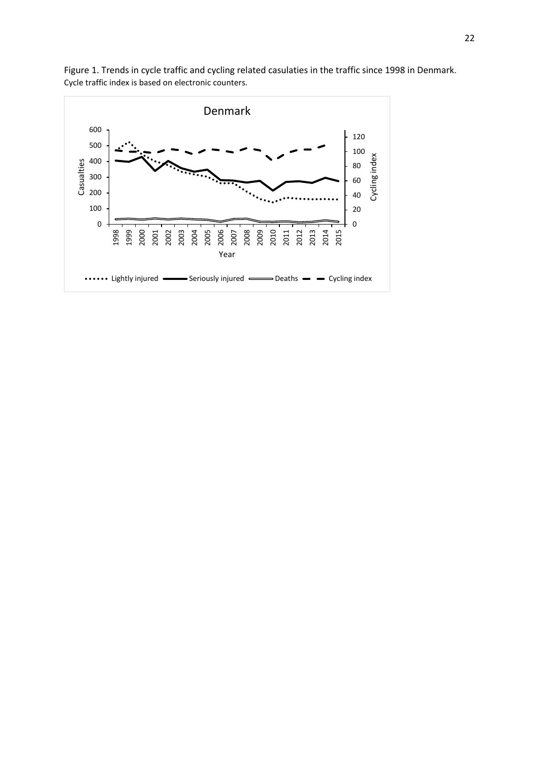Figure 1. Trends in cycle traffic and cycling related casulaties in the traffic since 1998 in Denmark. Cycle traffic index is based on electronic counters.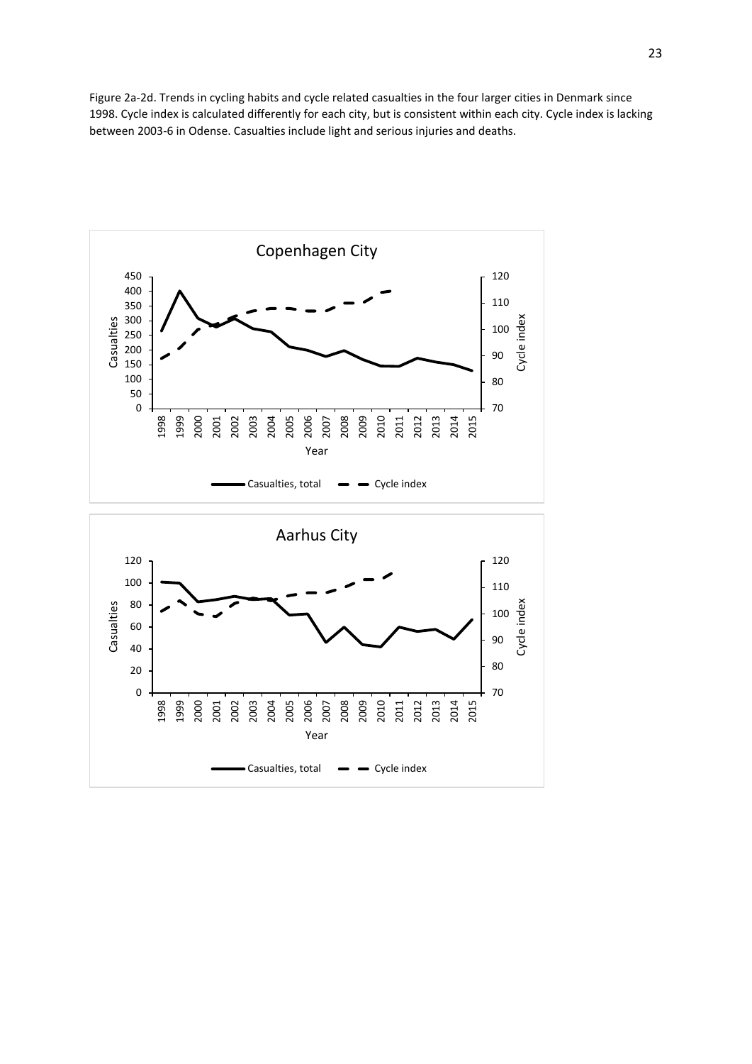Figure 2a-2d. Trends in cycling habits and cycle related casualties in the four larger cities in Denmark since 1998. Cycle index is calculated differently for each city, but is consistent within each city. Cycle index is lacking between 2003-6 in Odense. Casualties include light and serious injuries and deaths.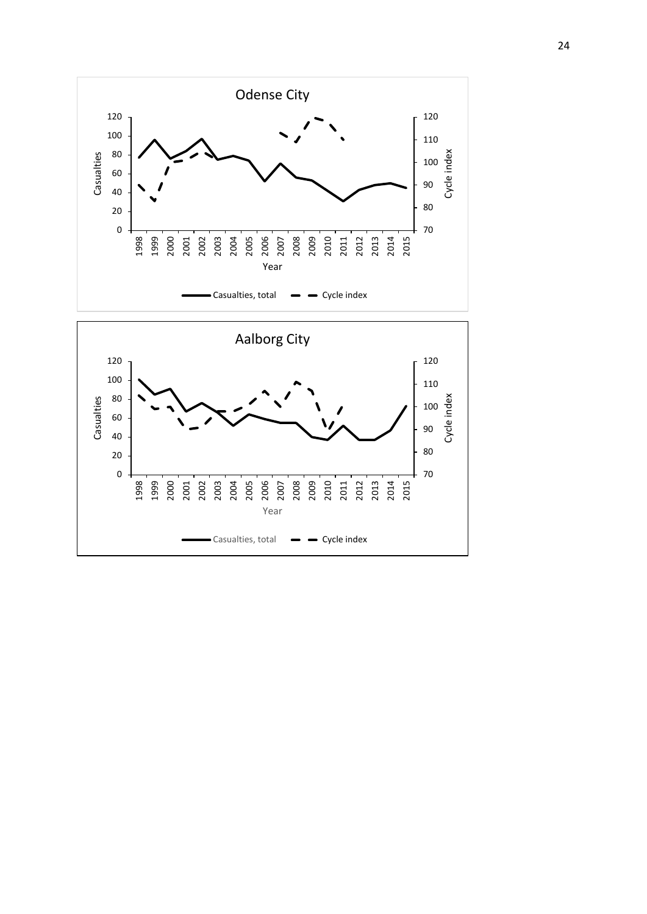Odense City

Casualties

Cycle index

120
100
80
60
40
20
0

120
110
100
90
80
70

1998 1999 2000 2001 2002 2003 2004 2005 2006 2007 2008 2009 2010 2011 2012 2013 2014 2015

Year

Casualties, total    Cycle index

Aalborg City

Casualties

Cycle index

120
100
80
60
40
20
0

120
110
100
90
80
70

1998 1999 2000 2001 2002 2003 2004 2005 2006 2007 2008 2009 2010 2011 2012 2013 2014 2015

Year

Casualties, total    Cycle index